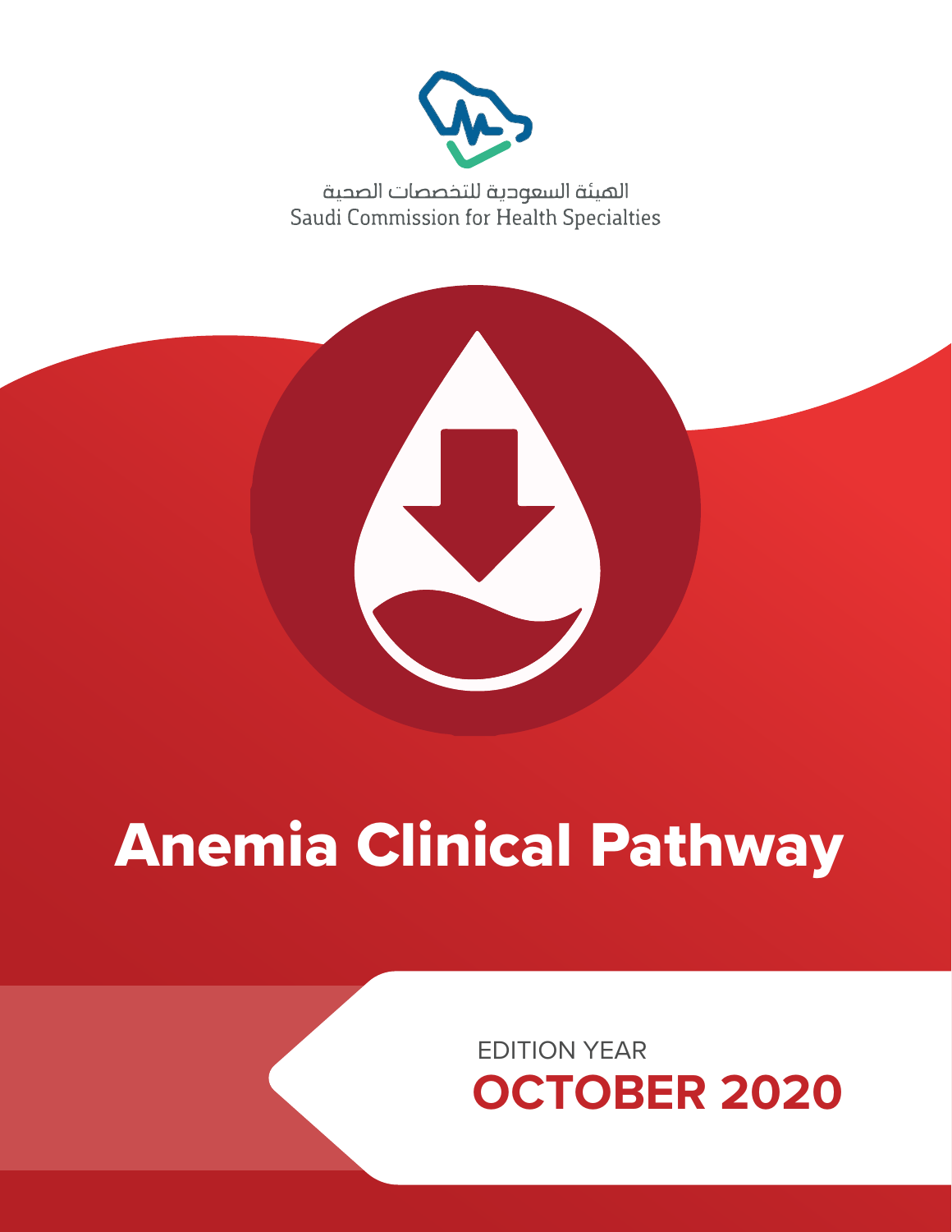الهيئة السعودية للتخصصات الصحية
Saudi Commission for Health Specialties

# Anemia Clinical Pathway

EDITION YEAR
**OCTOBER 2020**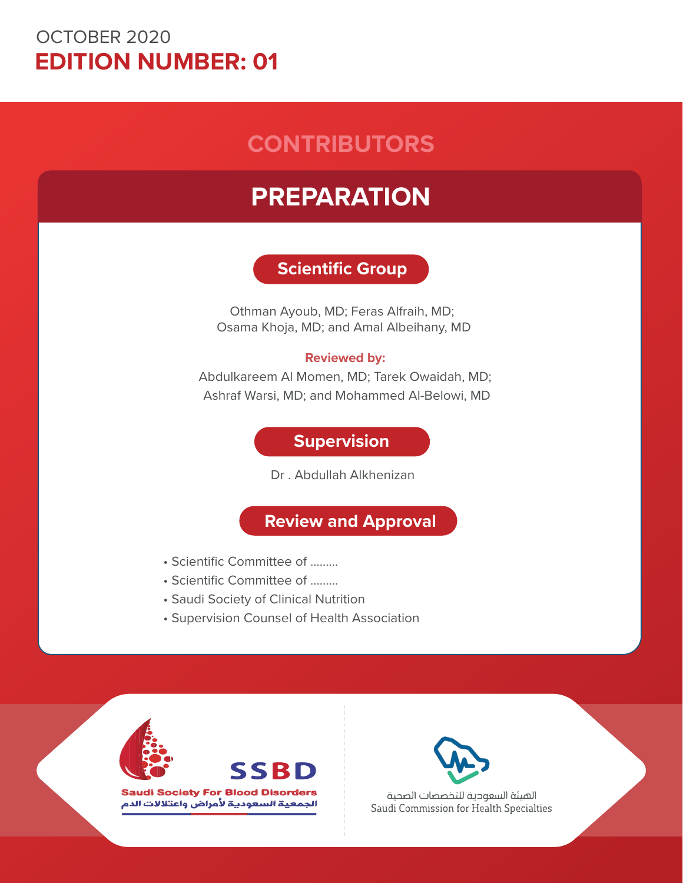OCTOBER 2020

**EDITION NUMBER: 01**

# CONTRIBUTORS

## PREPARATION

### Scientific Group

Othman Ayoub, MD; Feras Alfraih, MD;
Osama Khoja, MD; and Amal Albeihany, MD

**Reviewed by:**

Abdulkareem Al Momen, MD; Tarek Owaidah, MD;
Ashraf Warsi, MD; and Mohammed Al-Belowi, MD

### Supervision

Dr . Abdullah Alkhenizan

### Review and Approval

- Scientific Committee of .........
- Scientific Committee of .........
- Saudi Society of Clinical Nutrition
- Supervision Counsel of Health Association

SSBD
Saudi Society For Blood Disorders
الجمعية السعودية لأمراض واعتلالات الدم

الهيئة السعودية للتخصصات الصحية
Saudi Commission for Health Specialties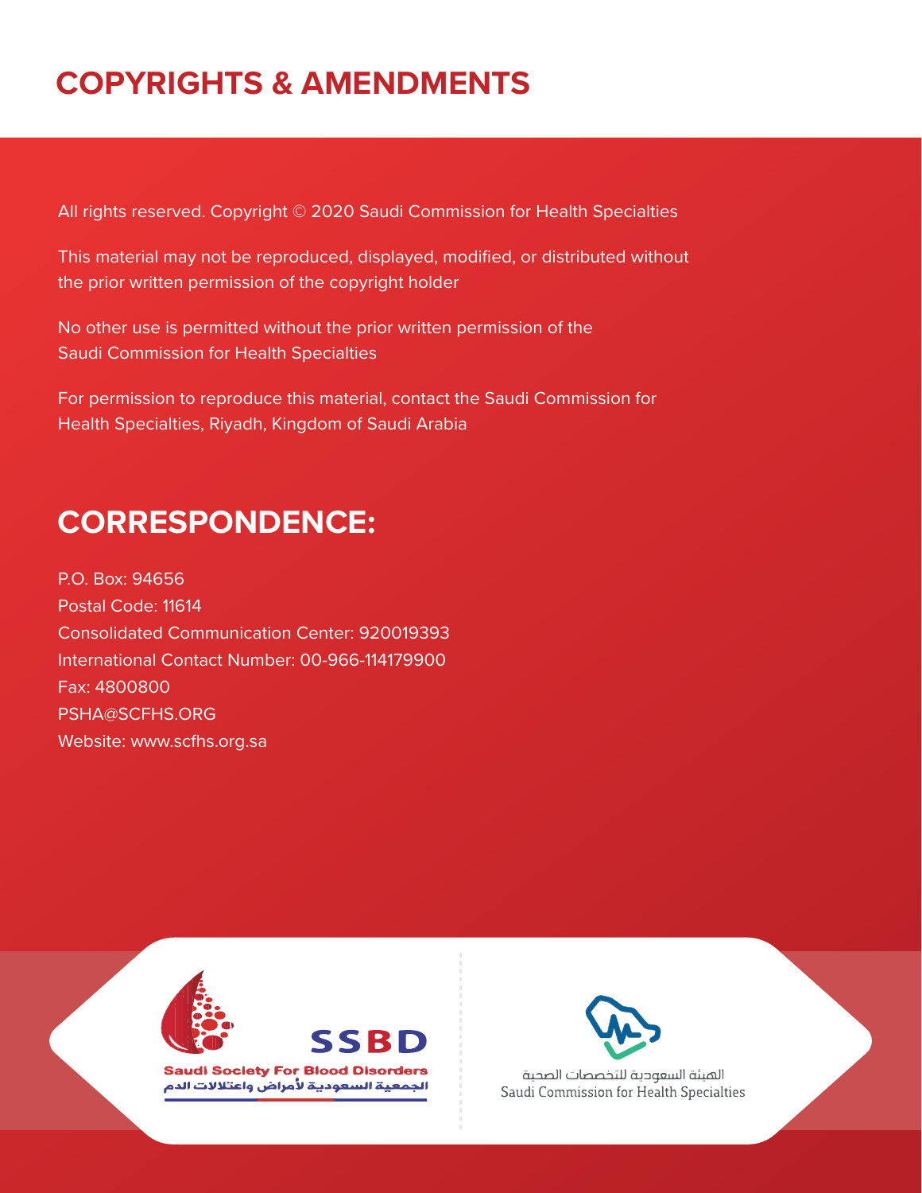# COPYRIGHTS & AMENDMENTS

All rights reserved. Copyright © 2020 Saudi Commission for Health Specialties

This material may not be reproduced, displayed, modified, or distributed without the prior written permission of the copyright holder

No other use is permitted without the prior written permission of the Saudi Commission for Health Specialties

For permission to reproduce this material, contact the Saudi Commission for Health Specialties, Riyadh, Kingdom of Saudi Arabia

# CORRESPONDENCE:

P.O. Box: 94656
Postal Code: 11614
Consolidated Communication Center: 920019393
International Contact Number: 00-966-114179900
Fax: 4800800
PSHA@SCFHS.ORG
Website: www.scfhs.org.sa

SSBD
Saudi Society For Blood Disorders
الجمعية السعودية لأمراض واعتلالات الدم

الهيئة السعودية للتخصصات الصحية
Saudi Commission for Health Specialties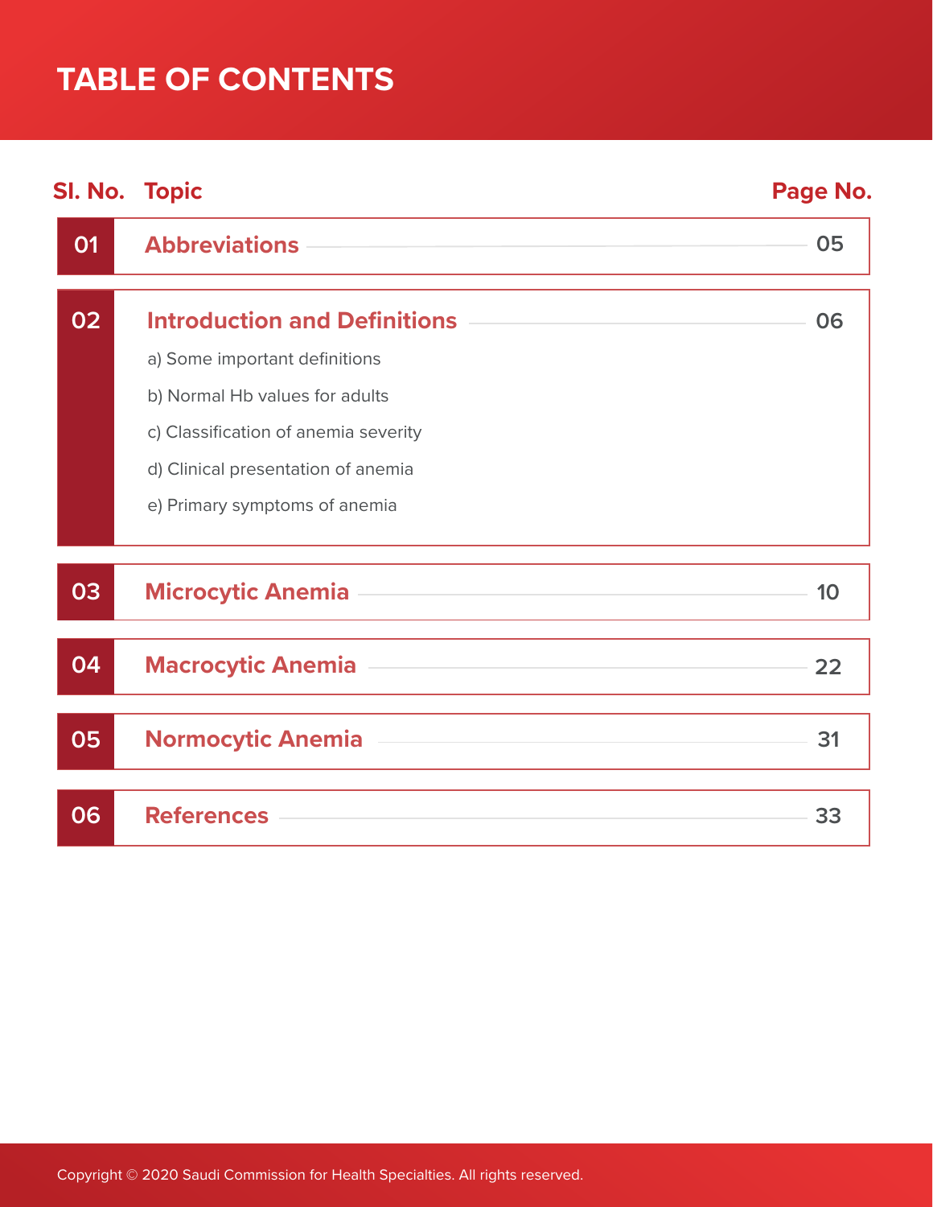# TABLE OF CONTENTS

| Sl. No. | Topic | Page No. |
|---|---|---|
| 01 | **Abbreviations** | 05 |
| 02 | **Introduction and Definitions** | 06 |
| | a) Some important definitions | |
| | b) Normal Hb values for adults | |
| | c) Classification of anemia severity | |
| | d) Clinical presentation of anemia | |
| | e) Primary symptoms of anemia | |
| 03 | **Microcytic Anemia** | 10 |
| 04 | **Macrocytic Anemia** | 22 |
| 05 | **Normocytic Anemia** | 31 |
| 06 | **References** | 33 |

Copyright © 2020 Saudi Commission for Health Specialties. All rights reserved.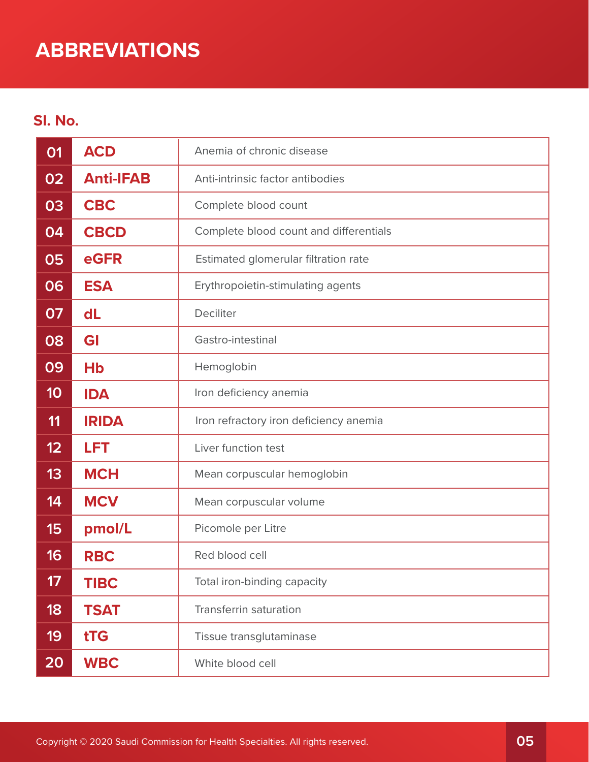# ABBREVIATIONS

**Sl. No.**

| | | |
|---|---|---|
| 01 | **ACD** | Anemia of chronic disease |
| 02 | **Anti-IFAB** | Anti-intrinsic factor antibodies |
| 03 | **CBC** | Complete blood count |
| 04 | **CBCD** | Complete blood count and differentials |
| 05 | **eGFR** | Estimated glomerular filtration rate |
| 06 | **ESA** | Erythropoietin-stimulating agents |
| 07 | **dL** | Deciliter |
| 08 | **GI** | Gastro-intestinal |
| 09 | **Hb** | Hemoglobin |
| 10 | **IDA** | Iron deficiency anemia |
| 11 | **IRIDA** | Iron refractory iron deficiency anemia |
| 12 | **LFT** | Liver function test |
| 13 | **MCH** | Mean corpuscular hemoglobin |
| 14 | **MCV** | Mean corpuscular volume |
| 15 | **pmol/L** | Picomole per Litre |
| 16 | **RBC** | Red blood cell |
| 17 | **TIBC** | Total iron-binding capacity |
| 18 | **TSAT** | Transferrin saturation |
| 19 | **tTG** | Tissue transglutaminase |
| 20 | **WBC** | White blood cell |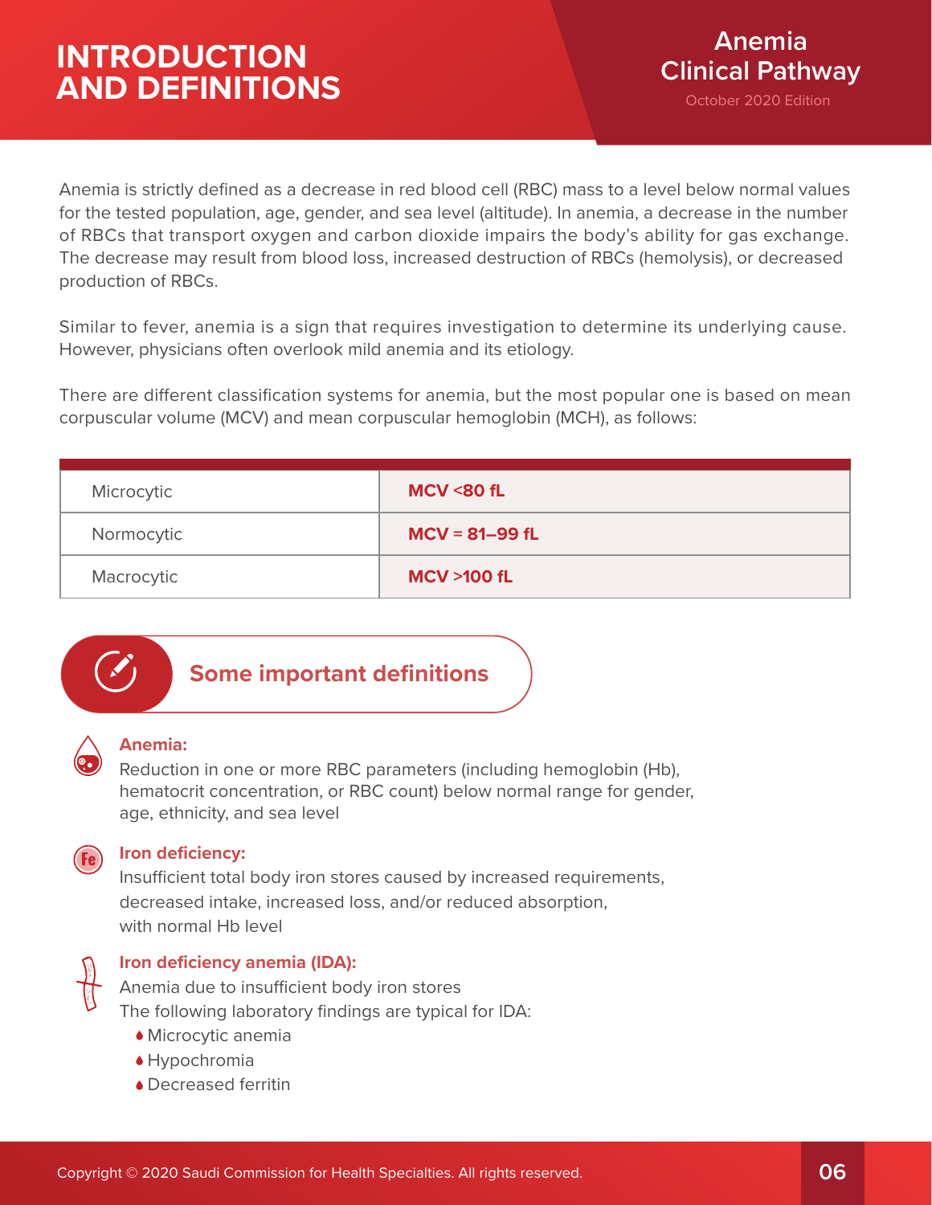# INTRODUCTION AND DEFINITIONS

Anemia is strictly defined as a decrease in red blood cell (RBC) mass to a level below normal values for the tested population, age, gender, and sea level (altitude). In anemia, a decrease in the number of RBCs that transport oxygen and carbon dioxide impairs the body's ability for gas exchange. The decrease may result from blood loss, increased destruction of RBCs (hemolysis), or decreased production of RBCs.

Similar to fever, anemia is a sign that requires investigation to determine its underlying cause. However, physicians often overlook mild anemia and its etiology.

There are different classification systems for anemia, but the most popular one is based on mean corpuscular volume (MCV) and mean corpuscular hemoglobin (MCH), as follows:

| | |
|---|---|
| Microcytic | **MCV <80 fL** |
| Normocytic | **MCV = 81–99 fL** |
| Macrocytic | **MCV >100 fL** |

## Some important definitions

**Anemia:**
Reduction in one or more RBC parameters (including hemoglobin (Hb), hematocrit concentration, or RBC count) below normal range for gender, age, ethnicity, and sea level

**Iron deficiency:**
Insufficient total body iron stores caused by increased requirements, decreased intake, increased loss, and/or reduced absorption, with normal Hb level

**Iron deficiency anemia (IDA):**
Anemia due to insufficient body iron stores
The following laboratory findings are typical for IDA:

- Microcytic anemia
- Hypochromia
- Decreased ferritin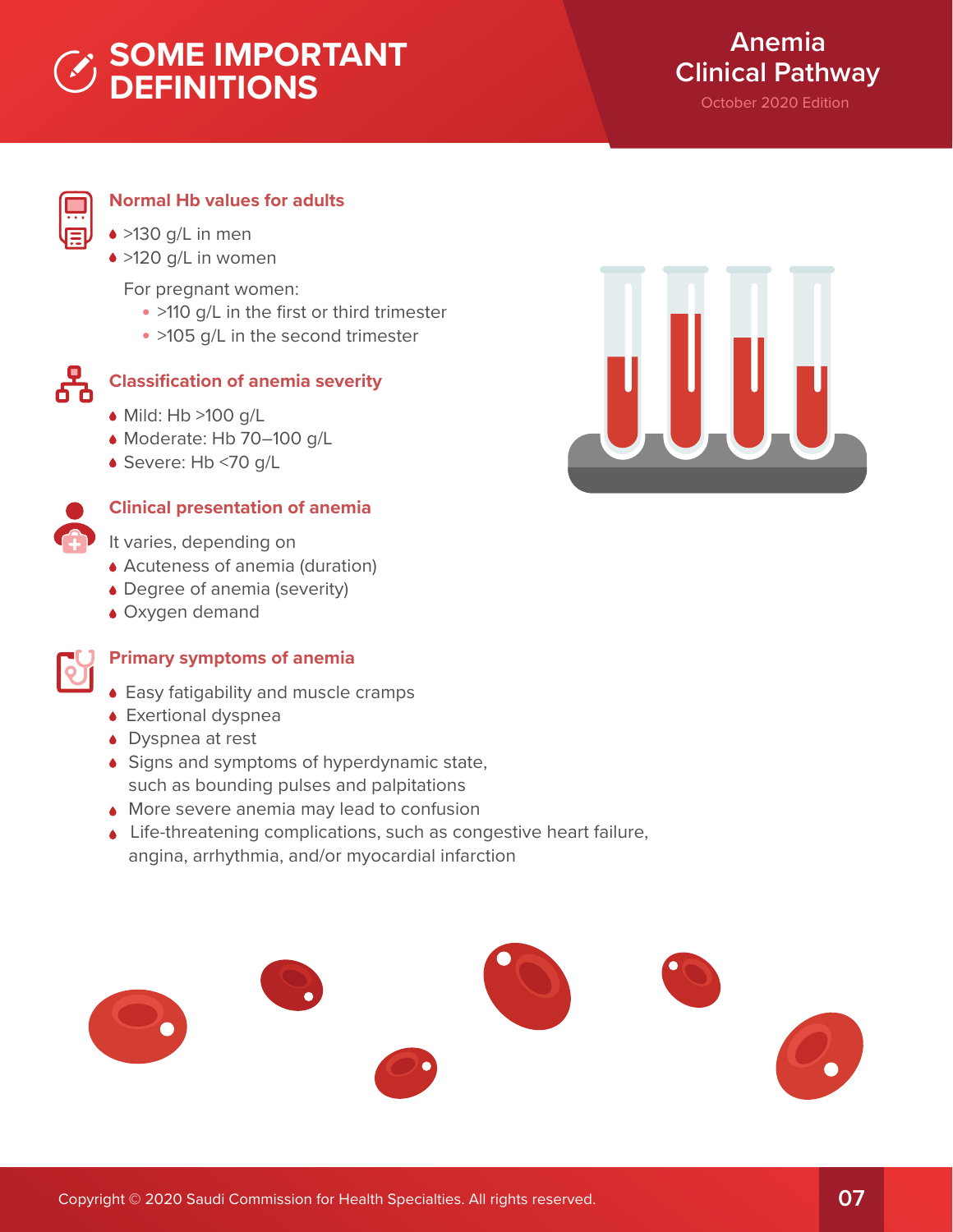# SOME IMPORTANT DEFINITIONS

## Normal Hb values for adults

- >130 g/L in men
- >120 g/L in women

For pregnant women:

- >110 g/L in the first or third trimester
- >105 g/L in the second trimester

## Classification of anemia severity

- Mild: Hb >100 g/L
- Moderate: Hb 70–100 g/L
- Severe: Hb <70 g/L

## Clinical presentation of anemia

It varies, depending on

- Acuteness of anemia (duration)
- Degree of anemia (severity)
- Oxygen demand

## Primary symptoms of anemia

- Easy fatigability and muscle cramps
- Exertional dyspnea
- Dyspnea at rest
- Signs and symptoms of hyperdynamic state, such as bounding pulses and palpitations
- More severe anemia may lead to confusion
- Life-threatening complications, such as congestive heart failure, angina, arrhythmia, and/or myocardial infarction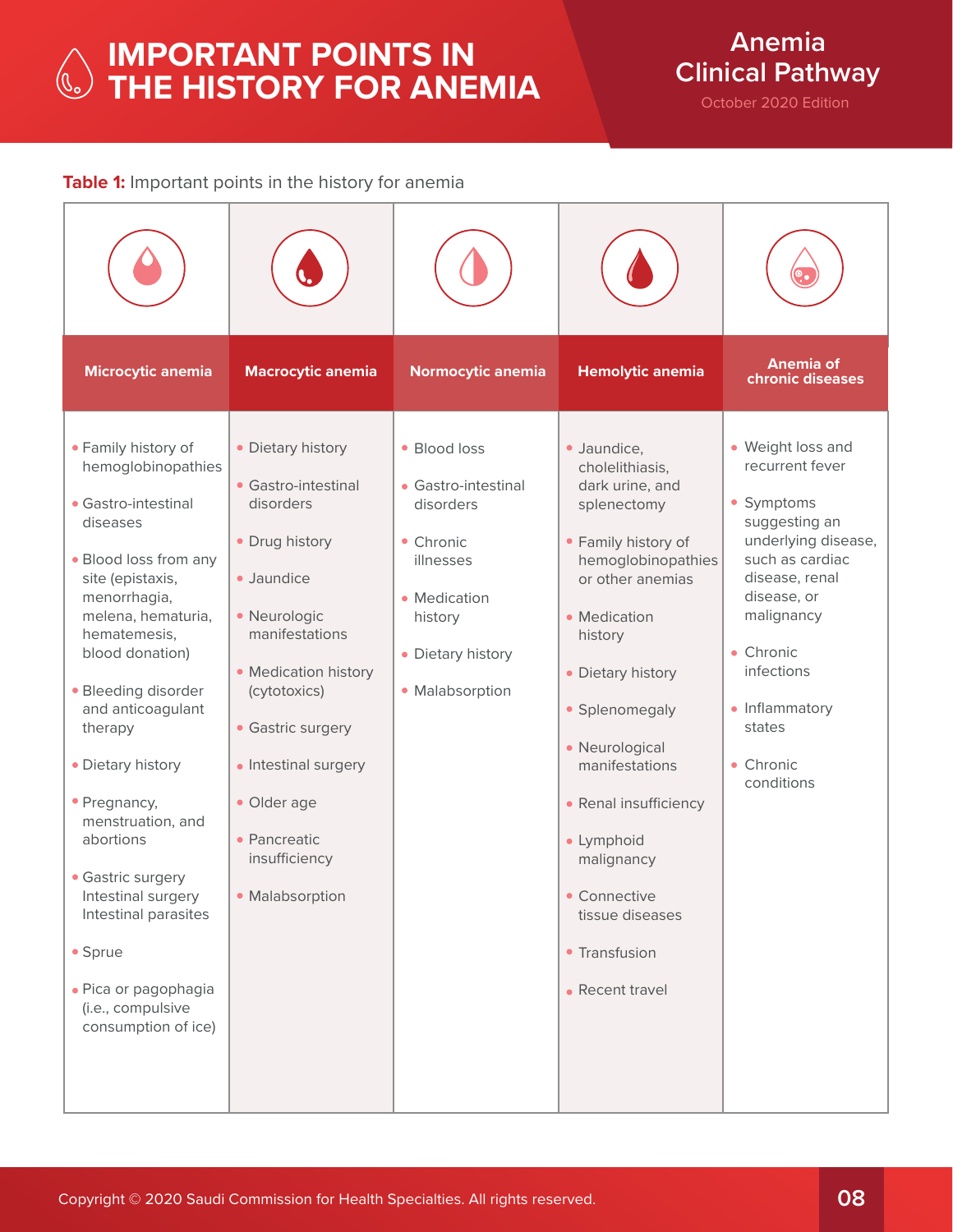# IMPORTANT POINTS IN THE HISTORY FOR ANEMIA

**Table 1:** Important points in the history for anemia

| Microcytic anemia | Macrocytic anemia | Normocytic anemia | Hemolytic anemia | Anemia of chronic diseases |
|---|---|---|---|---|
| • Family history of hemoglobinopathies<br>• Gastro-intestinal diseases<br>• Blood loss from any site (epistaxis, menorrhagia, melena, hematuria, hematemesis, blood donation)<br>• Bleeding disorder and anticoagulant therapy<br>• Dietary history<br>• Pregnancy, menstruation, and abortions<br>• Gastric surgery Intestinal surgery Intestinal parasites<br>• Sprue<br>• Pica or pagophagia (i.e., compulsive consumption of ice) | • Dietary history<br>• Gastro-intestinal disorders<br>• Drug history<br>• Jaundice<br>• Neurologic manifestations<br>• Medication history (cytotoxics)<br>• Gastric surgery<br>• Intestinal surgery<br>• Older age<br>• Pancreatic insufficiency<br>• Malabsorption | • Blood loss<br>• Gastro-intestinal disorders<br>• Chronic illnesses<br>• Medication history<br>• Dietary history<br>• Malabsorption | • Jaundice, cholelithiasis, dark urine, and splenectomy<br>• Family history of hemoglobinopathies or other anemias<br>• Medication history<br>• Dietary history<br>• Splenomegaly<br>• Neurological manifestations<br>• Renal insufficiency<br>• Lymphoid malignancy<br>• Connective tissue diseases<br>• Transfusion<br>• Recent travel | • Weight loss and recurrent fever<br>• Symptoms suggesting an underlying disease, such as cardiac disease, renal disease, or malignancy<br>• Chronic infections<br>• Inflammatory states<br>• Chronic conditions |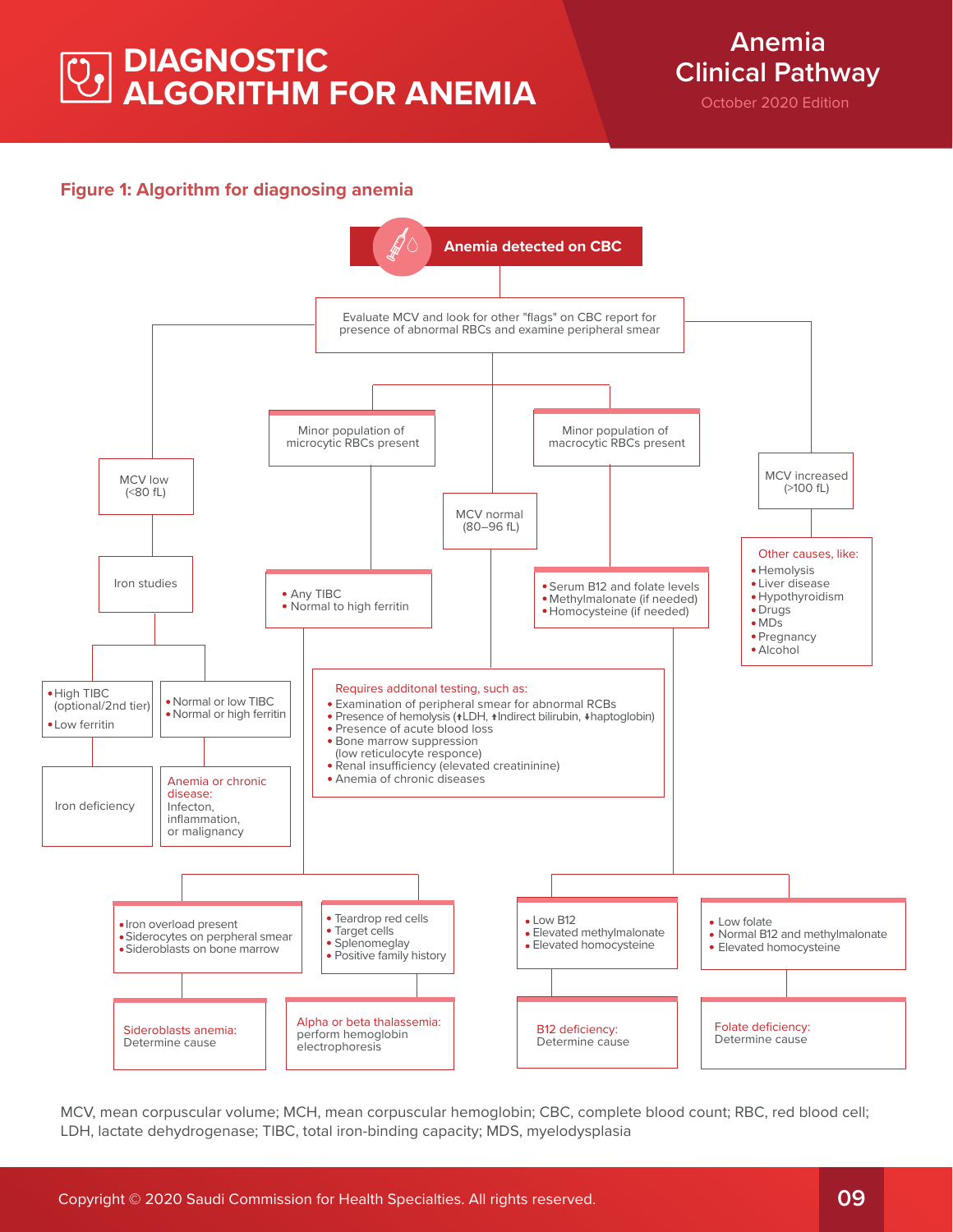# DIAGNOSTIC ALGORITHM FOR ANEMIA

## Figure 1: Algorithm for diagnosing anemia

**Anemia detected on CBC**

Evaluate MCV and look for other "flags" on CBC report for presence of abnormal RBCs and examine peripheral smear

**MCV low (<80 fL)**

- Iron studies
  - • High TIBC (optional/2nd tier) • Low ferritin → Iron deficiency
  - • Normal or low TIBC • Normal or high ferritin → Anemia or chronic disease: Infecton, inflammation, or malignancy

**Minor population of microcytic RBCs present**

- • Any TIBC • Normal to high ferritin
  - • Iron overload present • Siderocytes on perpheral smear • Sideroblasts on bone marrow → Sideroblasts anemia: Determine cause
  - • Teardrop red cells • Target cells • Splenomegaly • Positive family history → Alpha or beta thalassemia: perform hemoglobin electrophoresis

**MCV normal (80–96 fL)**

Requires additonal testing, such as:

- Examination of peripheral smear for abnormal RCBs
- Presence of hemolysis (↑LDH, ↑Indirect bilirubin, ↓haptoglobin)
- Presence of acute blood loss
- Bone marrow suppression (low reticulocyte responce)
- Renal insufficiency (elevated creatininine)
- Anemia of chronic diseases

**Minor population of macrocytic RBCs present**

- • Serum B12 and folate levels • Methylmalonate (if needed) • Homocysteine (if needed)
  - • Low B12 • Elevated methylmalonate • Elevated homocysteine → B12 deficiency: Determine cause
  - • Low folate • Normal B12 and methylmalonate • Elevated homocysteine → Folate deficiency: Determine cause

**MCV increased (>100 fL)**

Other causes, like:

- Hemolysis
- Liver disease
- Hypothyroidism
- Drugs
- MDs
- Pregnancy
- Alcohol

MCV, mean corpuscular volume; MCH, mean corpuscular hemoglobin; CBC, complete blood count; RBC, red blood cell; LDH, lactate dehydrogenase; TIBC, total iron-binding capacity; MDS, myelodysplasia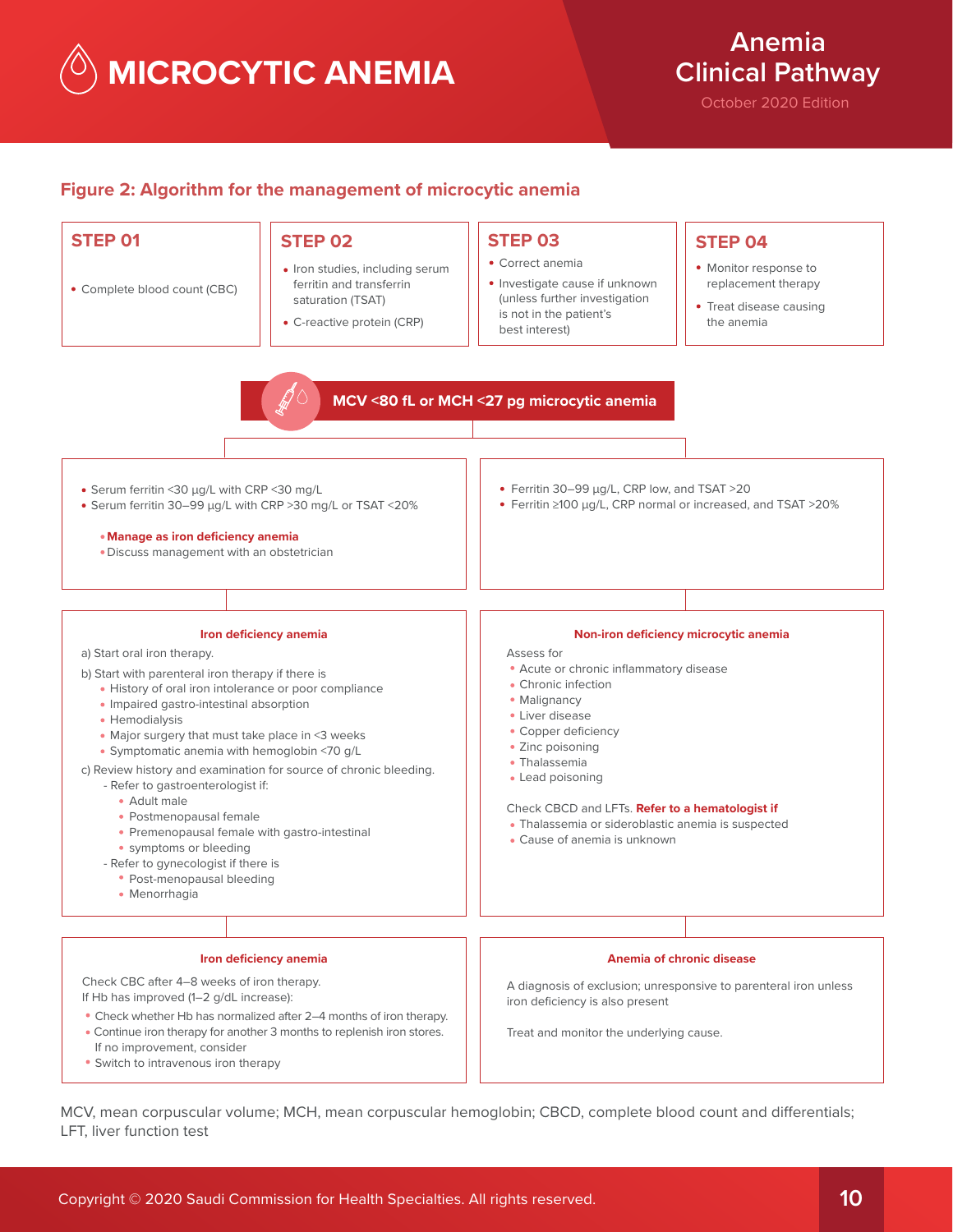# MICROCYTIC ANEMIA

## Figure 2: Algorithm for the management of microcytic anemia

### STEP 01

- Complete blood count (CBC)

### STEP 02

- Iron studies, including serum ferritin and transferrin saturation (TSAT)
- C-reactive protein (CRP)

### STEP 03

- Correct anemia
- Investigate cause if unknown (unless further investigation is not in the patient's best interest)

### STEP 04

- Monitor response to replacement therapy
- Treat disease causing the anemia

---

**MCV <80 fL or MCH <27 pg microcytic anemia**

---

- Serum ferritin <30 µg/L with CRP <30 mg/L
- Serum ferritin 30–99 µg/L with CRP >30 mg/L or TSAT <20%

  - **Manage as iron deficiency anemia**
  - Discuss management with an obstetrician

**Iron deficiency anemia**

a) Start oral iron therapy.

b) Start with parenteral iron therapy if there is
- History of oral iron intolerance or poor compliance
- Impaired gastro-intestinal absorption
- Hemodialysis
- Major surgery that must take place in <3 weeks
- Symptomatic anemia with hemoglobin <70 g/L

c) Review history and examination for source of chronic bleeding.
- Refer to gastroenterologist if:
  - Adult male
  - Postmenopausal female
  - Premenopausal female with gastro-intestinal
  - symptoms or bleeding
- Refer to gynecologist if there is
  - Post-menopausal bleeding
  - Menorrhagia

**Iron deficiency anemia**

Check CBC after 4–8 weeks of iron therapy.
If Hb has improved (1–2 g/dL increase):
- Check whether Hb has normalized after 2–4 months of iron therapy.
- Continue iron therapy for another 3 months to replenish iron stores.
  If no improvement, consider
- Switch to intravenous iron therapy

---

- Ferritin 30–99 µg/L, CRP low, and TSAT >20
- Ferritin ≥100 µg/L, CRP normal or increased, and TSAT >20%

**Non-iron deficiency microcytic anemia**

Assess for
- Acute or chronic inflammatory disease
- Chronic infection
- Malignancy
- Liver disease
- Copper deficiency
- Zinc poisoning
- Thalassemia
- Lead poisoning

Check CBCD and LFTs. **Refer to a hematologist if**
- Thalassemia or sideroblastic anemia is suspected
- Cause of anemia is unknown

**Anemia of chronic disease**

A diagnosis of exclusion; unresponsive to parenteral iron unless iron deficiency is also present

Treat and monitor the underlying cause.

---

MCV, mean corpuscular volume; MCH, mean corpuscular hemoglobin; CBCD, complete blood count and differentials; LFT, liver function test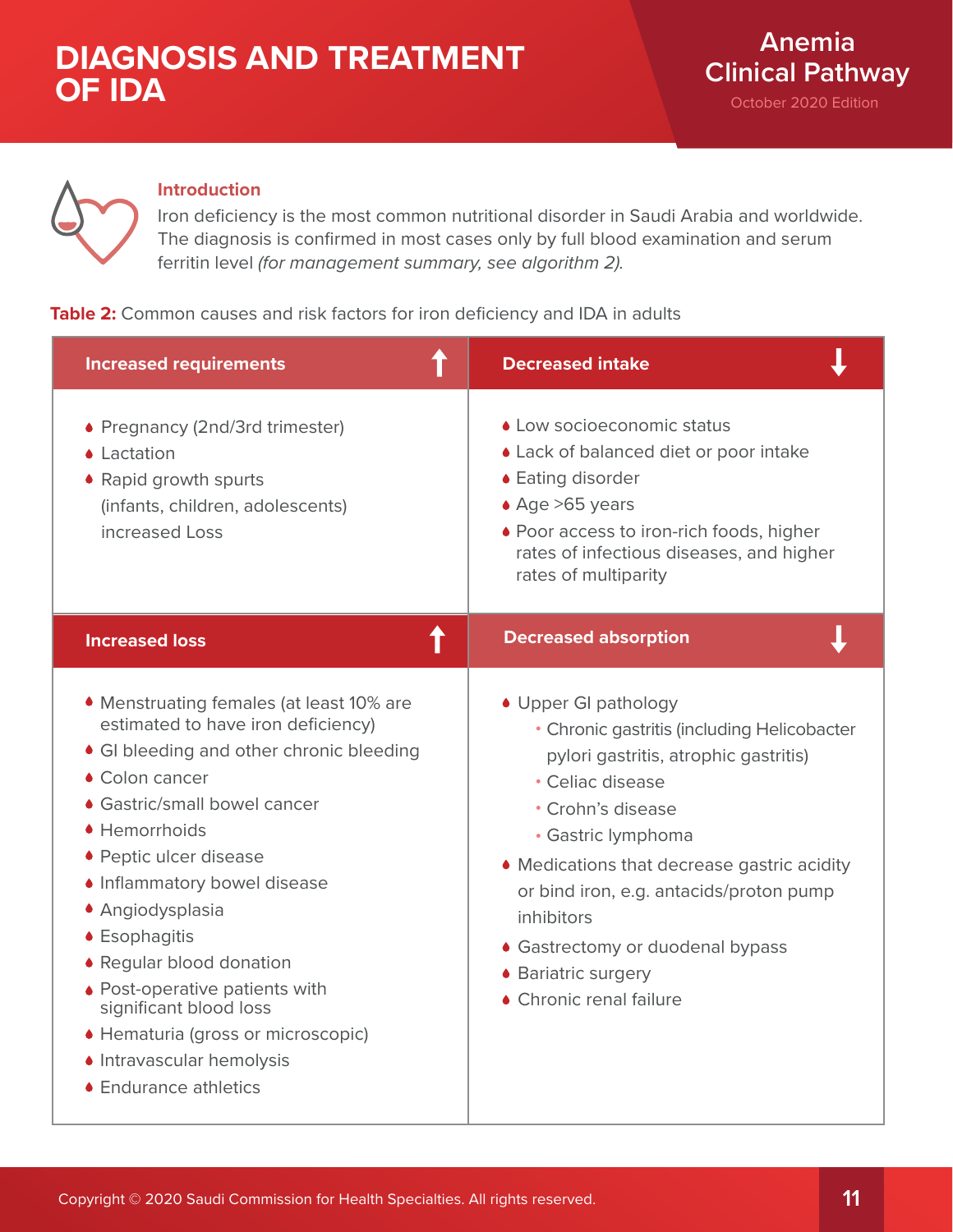# DIAGNOSIS AND TREATMENT OF IDA

### Introduction

Iron deficiency is the most common nutritional disorder in Saudi Arabia and worldwide. The diagnosis is confirmed in most cases only by full blood examination and serum ferritin level *(for management summary, see algorithm 2).*

**Table 2:** Common causes and risk factors for iron deficiency and IDA in adults

| Increased requirements ↑ | Decreased intake ↓ |
|---|---|
| • Pregnancy (2nd/3rd trimester)<br>• Lactation<br>• Rapid growth spurts (infants, children, adolescents) increased Loss | • Low socioeconomic status<br>• Lack of balanced diet or poor intake<br>• Eating disorder<br>• Age >65 years<br>• Poor access to iron-rich foods, higher rates of infectious diseases, and higher rates of multiparity |
| **Increased loss ↑** | **Decreased absorption ↓** |
| • Menstruating females (at least 10% are estimated to have iron deficiency)<br>• GI bleeding and other chronic bleeding<br>• Colon cancer<br>• Gastric/small bowel cancer<br>• Hemorrhoids<br>• Peptic ulcer disease<br>• Inflammatory bowel disease<br>• Angiodysplasia<br>• Esophagitis<br>• Regular blood donation<br>• Post-operative patients with significant blood loss<br>• Hematuria (gross or microscopic)<br>• Intravascular hemolysis<br>• Endurance athletics | • Upper GI pathology<br>&nbsp;&nbsp;◦ Chronic gastritis (including Helicobacter pylori gastritis, atrophic gastritis)<br>&nbsp;&nbsp;◦ Celiac disease<br>&nbsp;&nbsp;◦ Crohn's disease<br>&nbsp;&nbsp;◦ Gastric lymphoma<br>• Medications that decrease gastric acidity or bind iron, e.g. antacids/proton pump inhibitors<br>• Gastrectomy or duodenal bypass<br>• Bariatric surgery<br>• Chronic renal failure |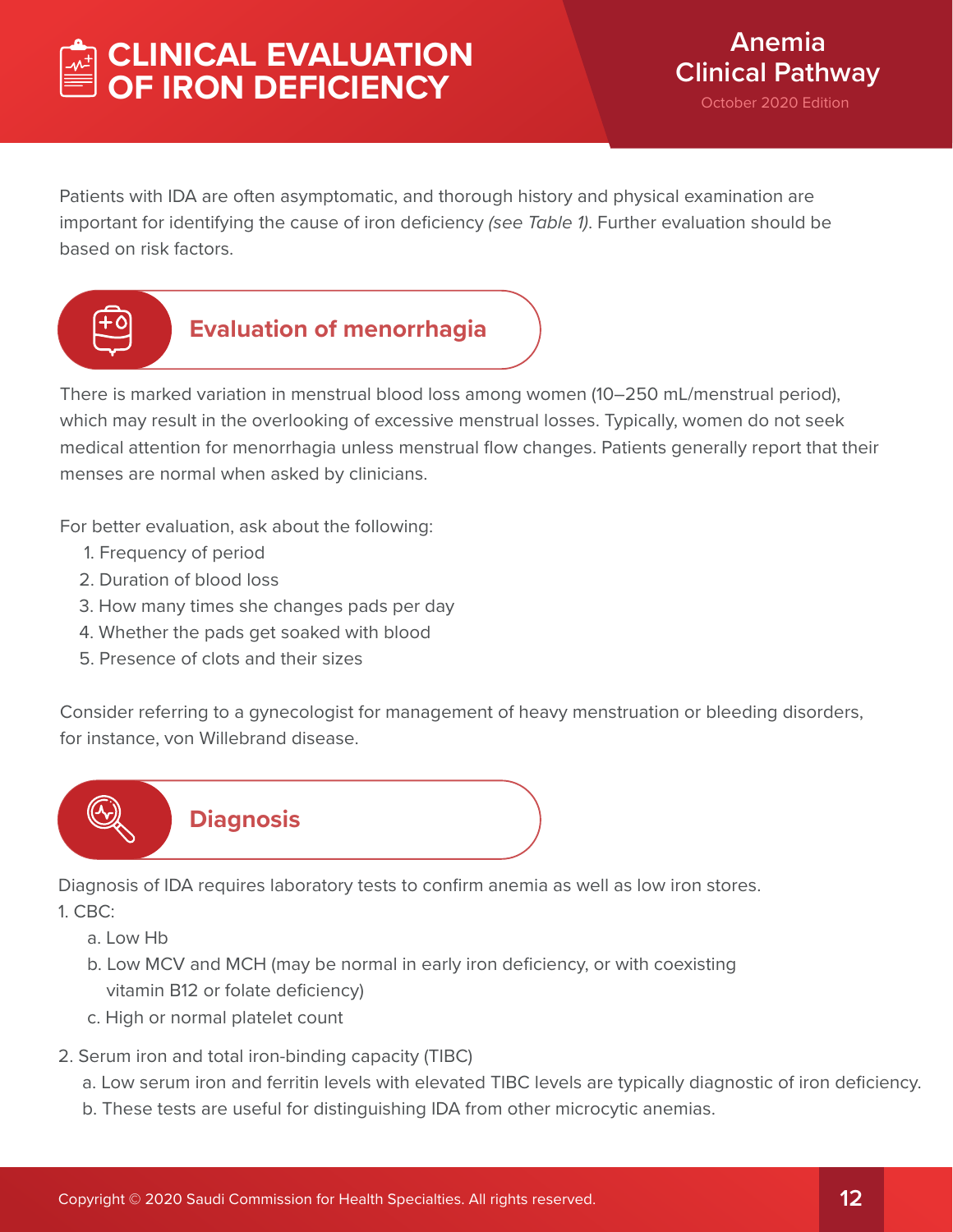# CLINICAL EVALUATION OF IRON DEFICIENCY

Patients with IDA are often asymptomatic, and thorough history and physical examination are important for identifying the cause of iron deficiency *(see Table 1)*. Further evaluation should be based on risk factors.

## Evaluation of menorrhagia

There is marked variation in menstrual blood loss among women (10–250 mL/menstrual period), which may result in the overlooking of excessive menstrual losses. Typically, women do not seek medical attention for menorrhagia unless menstrual flow changes. Patients generally report that their menses are normal when asked by clinicians.

For better evaluation, ask about the following:

1. Frequency of period
2. Duration of blood loss
3. How many times she changes pads per day
4. Whether the pads get soaked with blood
5. Presence of clots and their sizes

Consider referring to a gynecologist for management of heavy menstruation or bleeding disorders, for instance, von Willebrand disease.

## Diagnosis

Diagnosis of IDA requires laboratory tests to confirm anemia as well as low iron stores.

1. CBC:
   a. Low Hb
   b. Low MCV and MCH (may be normal in early iron deficiency, or with coexisting vitamin B12 or folate deficiency)
   c. High or normal platelet count
2. Serum iron and total iron-binding capacity (TIBC)
   a. Low serum iron and ferritin levels with elevated TIBC levels are typically diagnostic of iron deficiency.
   b. These tests are useful for distinguishing IDA from other microcytic anemias.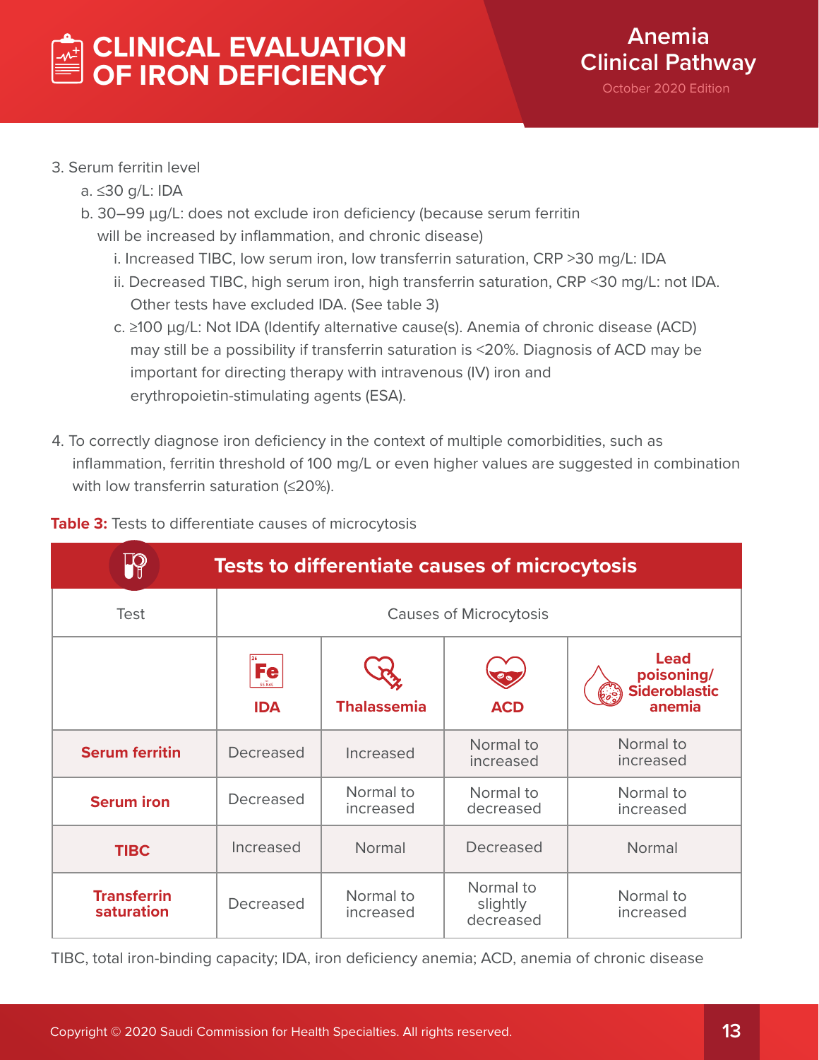3. Serum ferritin level
   a. ≤30 g/L: IDA
   b. 30–99 µg/L: does not exclude iron deficiency (because serum ferritin will be increased by inflammation, and chronic disease)
      i. Increased TIBC, low serum iron, low transferrin saturation, CRP >30 mg/L: IDA
      ii. Decreased TIBC, high serum iron, high transferrin saturation, CRP <30 mg/L: not IDA. Other tests have excluded IDA. (See table 3)
      c. ≥100 µg/L: Not IDA (Identify alternative cause(s). Anemia of chronic disease (ACD) may still be a possibility if transferrin saturation is <20%. Diagnosis of ACD may be important for directing therapy with intravenous (IV) iron and erythropoietin-stimulating agents (ESA).

4. To correctly diagnose iron deficiency in the context of multiple comorbidities, such as inflammation, ferritin threshold of 100 mg/L or even higher values are suggested in combination with low transferrin saturation (≤20%).

**Table 3:** Tests to differentiate causes of microcytosis

| Test | Causes of Microcytosis | | | |
|---|---|---|---|---|
| | **IDA** | **Thalassemia** | **ACD** | **Lead poisoning/ Sideroblastic anemia** |
| **Serum ferritin** | Decreased | Increased | Normal to increased | Normal to increased |
| **Serum iron** | Decreased | Normal to increased | Normal to decreased | Normal to increased |
| **TIBC** | Increased | Normal | Decreased | Normal |
| **Transferrin saturation** | Decreased | Normal to increased | Normal to slightly decreased | Normal to increased |

TIBC, total iron-binding capacity; IDA, iron deficiency anemia; ACD, anemia of chronic disease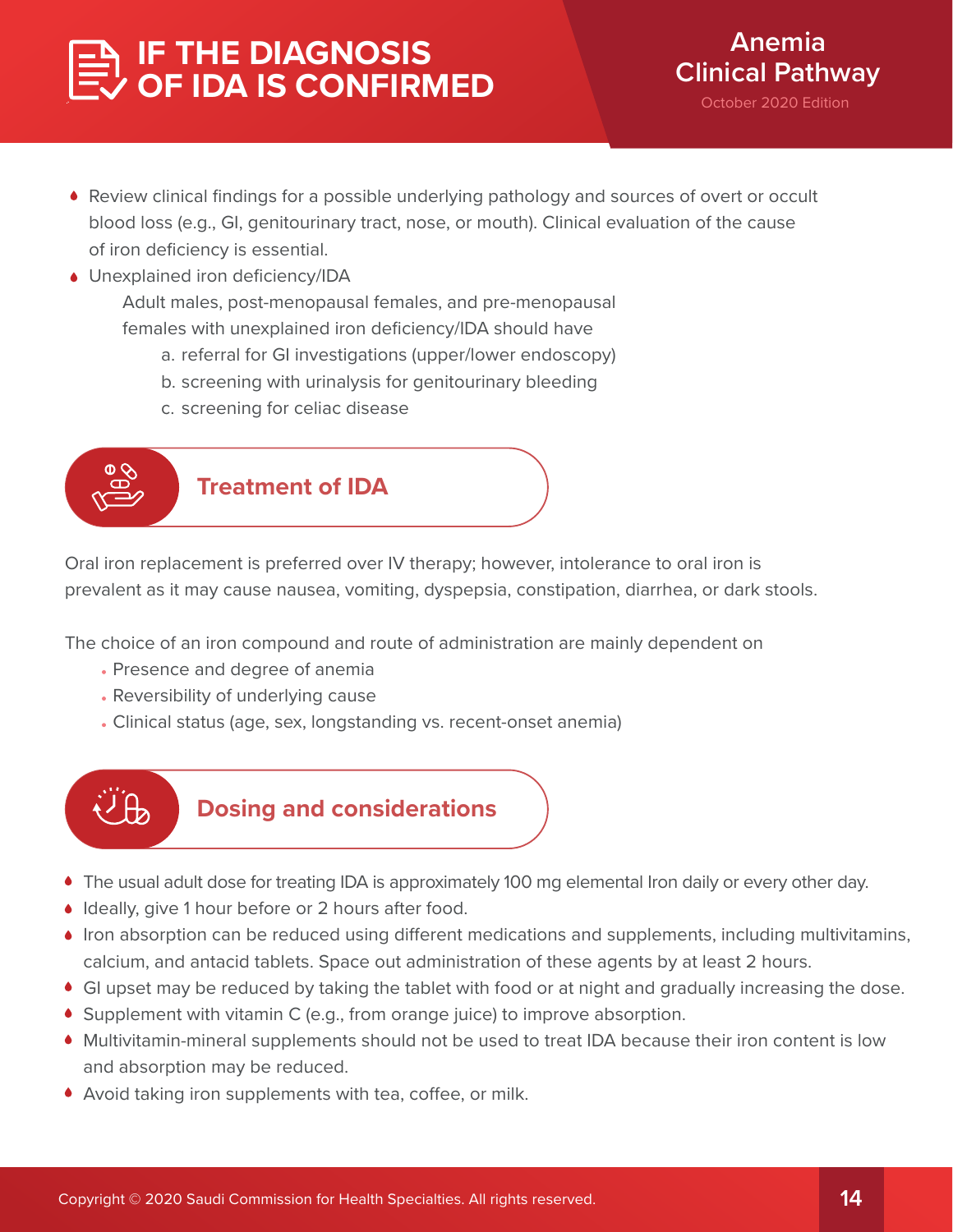# IF THE DIAGNOSIS OF IDA IS CONFIRMED

- Review clinical findings for a possible underlying pathology and sources of overt or occult blood loss (e.g., GI, genitourinary tract, nose, or mouth). Clinical evaluation of the cause of iron deficiency is essential.
- Unexplained iron deficiency/IDA

  Adult males, post-menopausal females, and pre-menopausal females with unexplained iron deficiency/IDA should have

  a. referral for GI investigations (upper/lower endoscopy)
  b. screening with urinalysis for genitourinary bleeding
  c. screening for celiac disease

## Treatment of IDA

Oral iron replacement is preferred over IV therapy; however, intolerance to oral iron is prevalent as it may cause nausea, vomiting, dyspepsia, constipation, diarrhea, or dark stools.

The choice of an iron compound and route of administration are mainly dependent on

- Presence and degree of anemia
- Reversibility of underlying cause
- Clinical status (age, sex, longstanding vs. recent-onset anemia)

## Dosing and considerations

- The usual adult dose for treating IDA is approximately 100 mg elemental Iron daily or every other day.
- Ideally, give 1 hour before or 2 hours after food.
- Iron absorption can be reduced using different medications and supplements, including multivitamins, calcium, and antacid tablets. Space out administration of these agents by at least 2 hours.
- GI upset may be reduced by taking the tablet with food or at night and gradually increasing the dose.
- Supplement with vitamin C (e.g., from orange juice) to improve absorption.
- Multivitamin-mineral supplements should not be used to treat IDA because their iron content is low and absorption may be reduced.
- Avoid taking iron supplements with tea, coffee, or milk.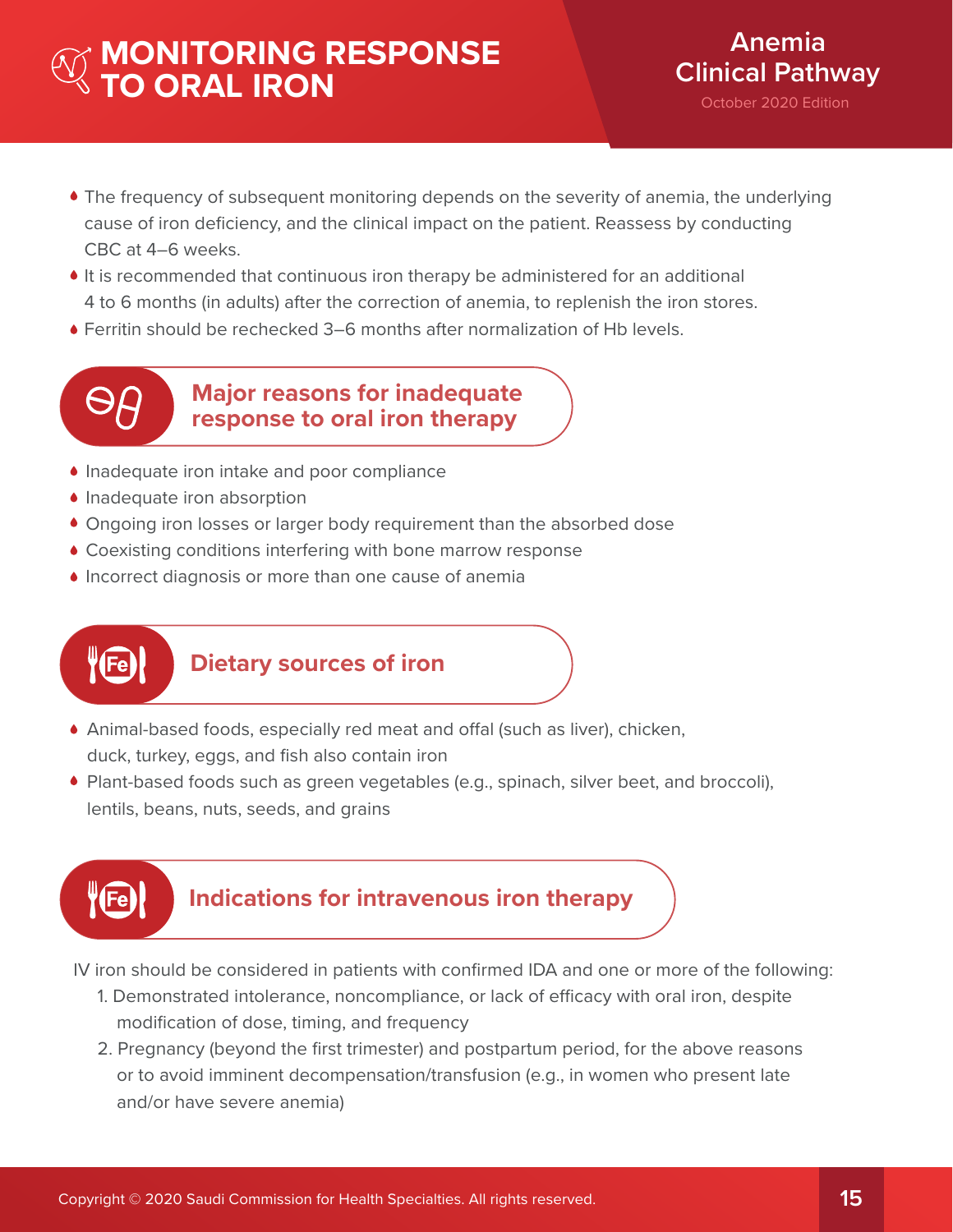# MONITORING RESPONSE TO ORAL IRON

- The frequency of subsequent monitoring depends on the severity of anemia, the underlying cause of iron deficiency, and the clinical impact on the patient. Reassess by conducting CBC at 4–6 weeks.
- It is recommended that continuous iron therapy be administered for an additional 4 to 6 months (in adults) after the correction of anemia, to replenish the iron stores.
- Ferritin should be rechecked 3–6 months after normalization of Hb levels.

## Major reasons for inadequate response to oral iron therapy

- Inadequate iron intake and poor compliance
- Inadequate iron absorption
- Ongoing iron losses or larger body requirement than the absorbed dose
- Coexisting conditions interfering with bone marrow response
- Incorrect diagnosis or more than one cause of anemia

## Dietary sources of iron

- Animal-based foods, especially red meat and offal (such as liver), chicken, duck, turkey, eggs, and fish also contain iron
- Plant-based foods such as green vegetables (e.g., spinach, silver beet, and broccoli), lentils, beans, nuts, seeds, and grains

## Indications for intravenous iron therapy

IV iron should be considered in patients with confirmed IDA and one or more of the following:

1. Demonstrated intolerance, noncompliance, or lack of efficacy with oral iron, despite modification of dose, timing, and frequency
2. Pregnancy (beyond the first trimester) and postpartum period, for the above reasons or to avoid imminent decompensation/transfusion (e.g., in women who present late and/or have severe anemia)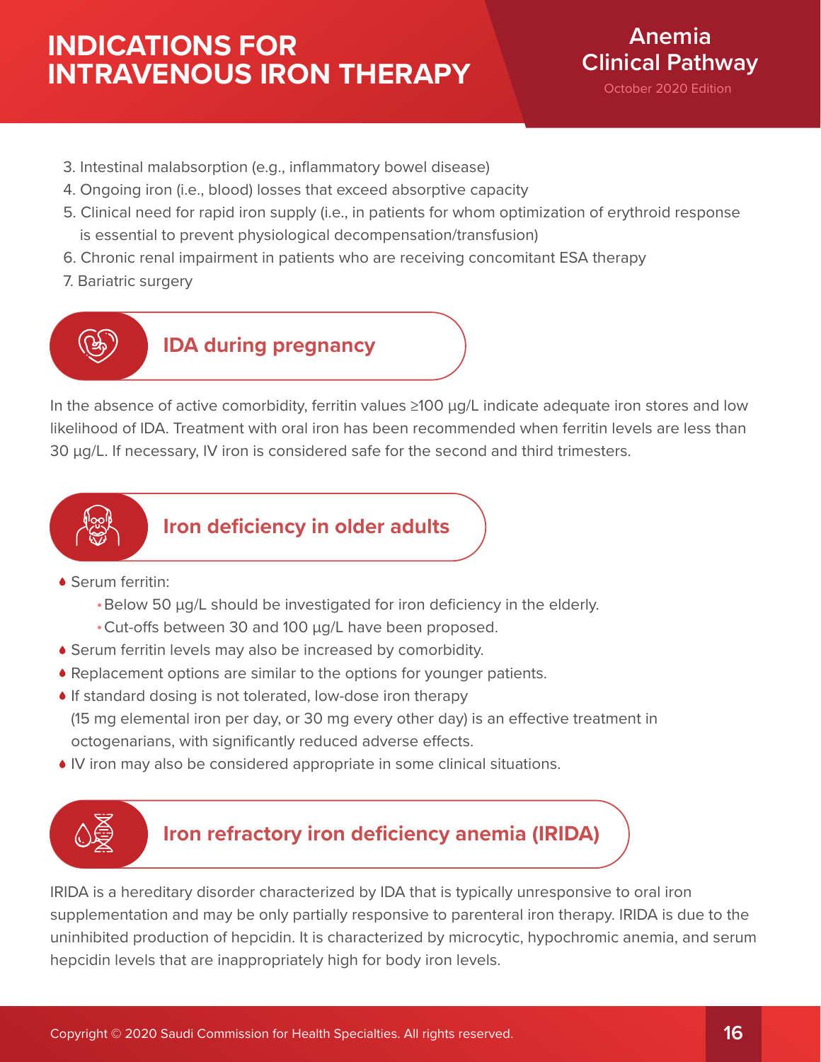# INDICATIONS FOR INTRAVENOUS IRON THERAPY

3. Intestinal malabsorption (e.g., inflammatory bowel disease)
4. Ongoing iron (i.e., blood) losses that exceed absorptive capacity
5. Clinical need for rapid iron supply (i.e., in patients for whom optimization of erythroid response is essential to prevent physiological decompensation/transfusion)
6. Chronic renal impairment in patients who are receiving concomitant ESA therapy
7. Bariatric surgery

## IDA during pregnancy

In the absence of active comorbidity, ferritin values ≥100 µg/L indicate adequate iron stores and low likelihood of IDA. Treatment with oral iron has been recommended when ferritin levels are less than 30 µg/L. If necessary, IV iron is considered safe for the second and third trimesters.

## Iron deficiency in older adults

- Serum ferritin:
  - Below 50 µg/L should be investigated for iron deficiency in the elderly.
  - Cut-offs between 30 and 100 µg/L have been proposed.
- Serum ferritin levels may also be increased by comorbidity.
- Replacement options are similar to the options for younger patients.
- If standard dosing is not tolerated, low-dose iron therapy (15 mg elemental iron per day, or 30 mg every other day) is an effective treatment in octogenarians, with significantly reduced adverse effects.
- IV iron may also be considered appropriate in some clinical situations.

## Iron refractory iron deficiency anemia (IRIDA)

IRIDA is a hereditary disorder characterized by IDA that is typically unresponsive to oral iron supplementation and may be only partially responsive to parenteral iron therapy. IRIDA is due to the uninhibited production of hepcidin. It is characterized by microcytic, hypochromic anemia, and serum hepcidin levels that are inappropriately high for body iron levels.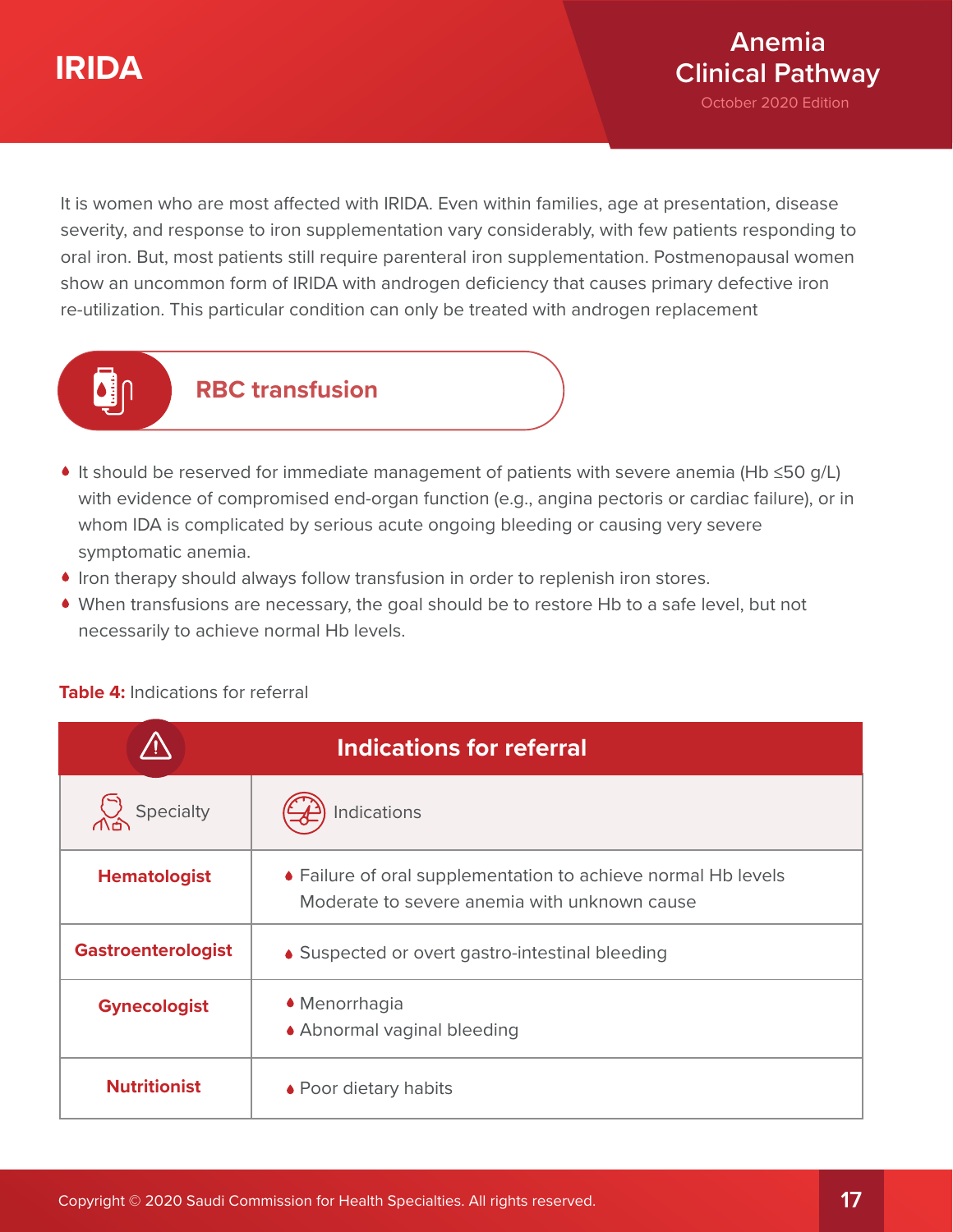It is women who are most affected with IRIDA. Even within families, age at presentation, disease severity, and response to iron supplementation vary considerably, with few patients responding to oral iron. But, most patients still require parenteral iron supplementation. Postmenopausal women show an uncommon form of IRIDA with androgen deficiency that causes primary defective iron re-utilization. This particular condition can only be treated with androgen replacement

## RBC transfusion

- It should be reserved for immediate management of patients with severe anemia (Hb ≤50 g/L) with evidence of compromised end-organ function (e.g., angina pectoris or cardiac failure), or in whom IDA is complicated by serious acute ongoing bleeding or causing very severe symptomatic anemia.
- Iron therapy should always follow transfusion in order to replenish iron stores.
- When transfusions are necessary, the goal should be to restore Hb to a safe level, but not necessarily to achieve normal Hb levels.

**Table 4:** Indications for referral

| Indications for referral | |
|---|---|
| Specialty | Indications |
| **Hematologist** | • Failure of oral supplementation to achieve normal Hb levels<br>Moderate to severe anemia with unknown cause |
| **Gastroenterologist** | • Suspected or overt gastro-intestinal bleeding |
| **Gynecologist** | • Menorrhagia<br>• Abnormal vaginal bleeding |
| **Nutritionist** | • Poor dietary habits |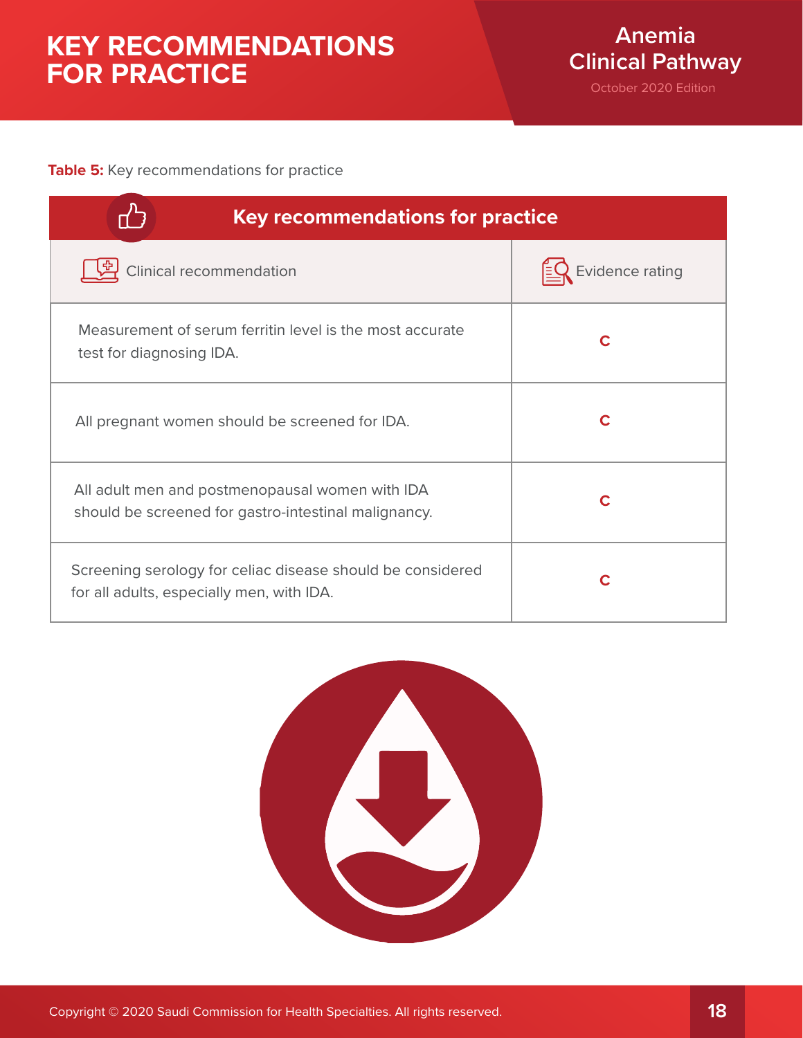# KEY RECOMMENDATIONS FOR PRACTICE

**Table 5:** Key recommendations for practice

| Key recommendations for practice | |
|---|---|
| **Clinical recommendation** | **Evidence rating** |
| Measurement of serum ferritin level is the most accurate test for diagnosing IDA. | C |
| All pregnant women should be screened for IDA. | C |
| All adult men and postmenopausal women with IDA should be screened for gastro-intestinal malignancy. | C |
| Screening serology for celiac disease should be considered for all adults, especially men, with IDA. | C |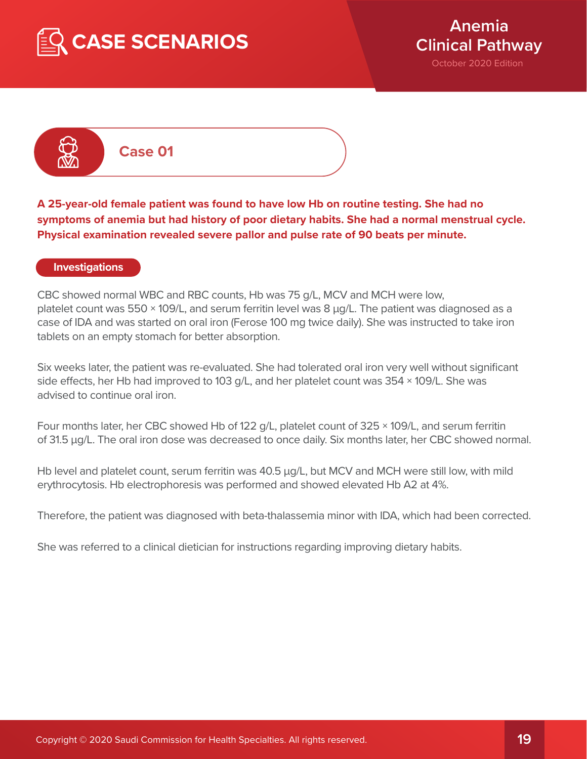# CASE SCENARIOS

## Case 01

**A 25-year-old female patient was found to have low Hb on routine testing. She had no symptoms of anemia but had history of poor dietary habits. She had a normal menstrual cycle. Physical examination revealed severe pallor and pulse rate of 90 beats per minute.**

### Investigations

CBC showed normal WBC and RBC counts, Hb was 75 g/L, MCV and MCH were low, platelet count was 550 × 109/L, and serum ferritin level was 8 µg/L. The patient was diagnosed as a case of IDA and was started on oral iron (Ferose 100 mg twice daily). She was instructed to take iron tablets on an empty stomach for better absorption.

Six weeks later, the patient was re-evaluated. She had tolerated oral iron very well without significant side effects, her Hb had improved to 103 g/L, and her platelet count was 354 × 109/L. She was advised to continue oral iron.

Four months later, her CBC showed Hb of 122 g/L, platelet count of 325 × 109/L, and serum ferritin of 31.5 µg/L. The oral iron dose was decreased to once daily. Six months later, her CBC showed normal.

Hb level and platelet count, serum ferritin was 40.5 µg/L, but MCV and MCH were still low, with mild erythrocytosis. Hb electrophoresis was performed and showed elevated Hb A2 at 4%.

Therefore, the patient was diagnosed with beta-thalassemia minor with IDA, which had been corrected.

She was referred to a clinical dietician for instructions regarding improving dietary habits.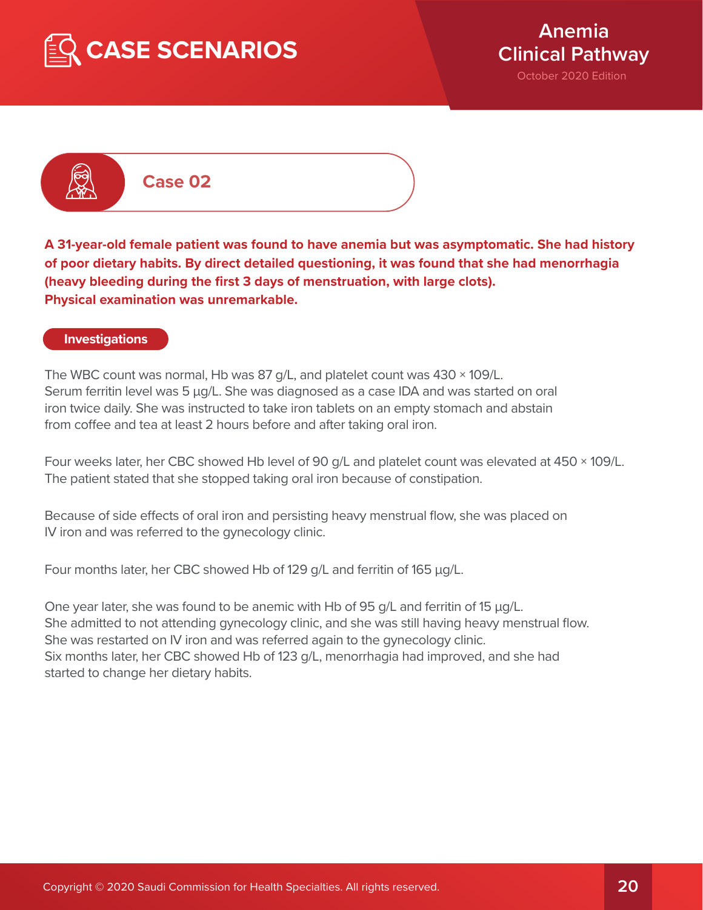# CASE SCENARIOS

## Case 02

**A 31-year-old female patient was found to have anemia but was asymptomatic. She had history of poor dietary habits. By direct detailed questioning, it was found that she had menorrhagia (heavy bleeding during the first 3 days of menstruation, with large clots). Physical examination was unremarkable.**

### Investigations

The WBC count was normal, Hb was 87 g/L, and platelet count was 430 × 109/L. Serum ferritin level was 5 µg/L. She was diagnosed as a case IDA and was started on oral iron twice daily. She was instructed to take iron tablets on an empty stomach and abstain from coffee and tea at least 2 hours before and after taking oral iron.

Four weeks later, her CBC showed Hb level of 90 g/L and platelet count was elevated at 450 × 109/L. The patient stated that she stopped taking oral iron because of constipation.

Because of side effects of oral iron and persisting heavy menstrual flow, she was placed on IV iron and was referred to the gynecology clinic.

Four months later, her CBC showed Hb of 129 g/L and ferritin of 165 µg/L.

One year later, she was found to be anemic with Hb of 95 g/L and ferritin of 15 µg/L. She admitted to not attending gynecology clinic, and she was still having heavy menstrual flow. She was restarted on IV iron and was referred again to the gynecology clinic. Six months later, her CBC showed Hb of 123 g/L, menorrhagia had improved, and she had started to change her dietary habits.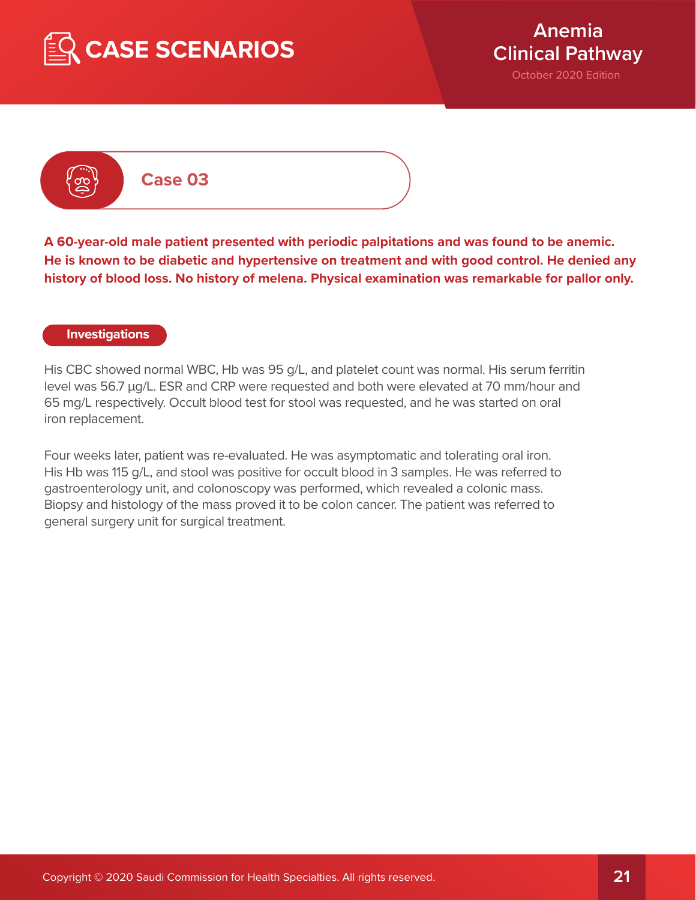# CASE SCENARIOS

## Case 03

**A 60-year-old male patient presented with periodic palpitations and was found to be anemic. He is known to be diabetic and hypertensive on treatment and with good control. He denied any history of blood loss. No history of melena. Physical examination was remarkable for pallor only.**

### Investigations

His CBC showed normal WBC, Hb was 95 g/L, and platelet count was normal. His serum ferritin level was 56.7 µg/L. ESR and CRP were requested and both were elevated at 70 mm/hour and 65 mg/L respectively. Occult blood test for stool was requested, and he was started on oral iron replacement.

Four weeks later, patient was re-evaluated. He was asymptomatic and tolerating oral iron. His Hb was 115 g/L, and stool was positive for occult blood in 3 samples. He was referred to gastroenterology unit, and colonoscopy was performed, which revealed a colonic mass. Biopsy and histology of the mass proved it to be colon cancer. The patient was referred to general surgery unit for surgical treatment.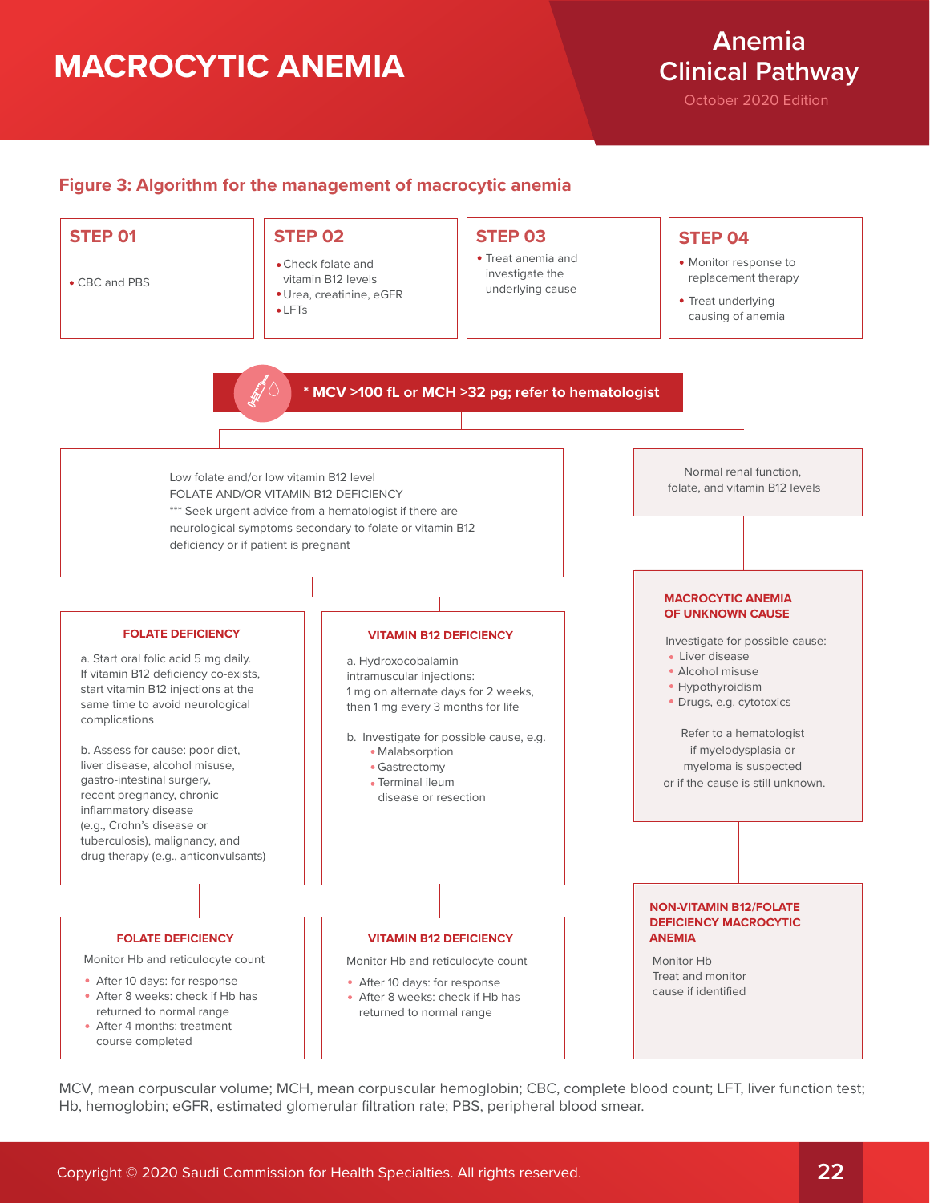# MACROCYTIC ANEMIA

### Figure 3: Algorithm for the management of macrocytic anemia

**STEP 01**

- CBC and PBS

**STEP 02**

- Check folate and vitamin B12 levels
- Urea, creatinine, eGFR
- LFTs

**STEP 03**

- Treat anemia and investigate the underlying cause

**STEP 04**

- Monitor response to replacement therapy
- Treat underlying causing of anemia

**\* MCV >100 fL or MCH >32 pg; refer to hematologist**

Low folate and/or low vitamin B12 level
FOLATE AND/OR VITAMIN B12 DEFICIENCY
*** Seek urgent advice from a hematologist if there are neurological symptoms secondary to folate or vitamin B12 deficiency or if patient is pregnant

**FOLATE DEFICIENCY**

a. Start oral folic acid 5 mg daily. If vitamin B12 deficiency co-exists, start vitamin B12 injections at the same time to avoid neurological complications

b. Assess for cause: poor diet, liver disease, alcohol misuse, gastro-intestinal surgery, recent pregnancy, chronic inflammatory disease (e.g., Crohn's disease or tuberculosis), malignancy, and drug therapy (e.g., anticonvulsants)

**FOLATE DEFICIENCY**

Monitor Hb and reticulocyte count

- After 10 days: for response
- After 8 weeks: check if Hb has returned to normal range
- After 4 months: treatment course completed

**VITAMIN B12 DEFICIENCY**

a. Hydroxocobalamin intramuscular injections: 1 mg on alternate days for 2 weeks, then 1 mg every 3 months for life

b. Investigate for possible cause, e.g.
- Malabsorption
- Gastrectomy
- Terminal ileum disease or resection

**VITAMIN B12 DEFICIENCY**

Monitor Hb and reticulocyte count

- After 10 days: for response
- After 8 weeks: check if Hb has returned to normal range

Normal renal function, folate, and vitamin B12 levels

**MACROCYTIC ANEMIA OF UNKNOWN CAUSE**

Investigate for possible cause:
- Liver disease
- Alcohol misuse
- Hypothyroidism
- Drugs, e.g. cytotoxics

Refer to a hematologist if myelodysplasia or myeloma is suspected or if the cause is still unknown.

**NON-VITAMIN B12/FOLATE DEFICIENCY MACROCYTIC ANEMIA**

Monitor Hb
Treat and monitor cause if identified

MCV, mean corpuscular volume; MCH, mean corpuscular hemoglobin; CBC, complete blood count; LFT, liver function test; Hb, hemoglobin; eGFR, estimated glomerular filtration rate; PBS, peripheral blood smear.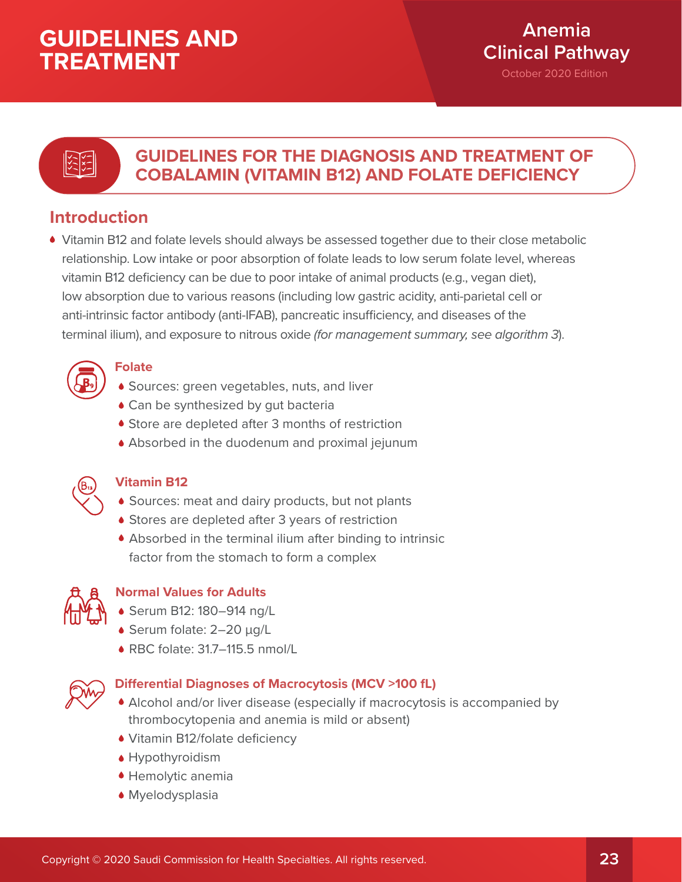# GUIDELINES FOR THE DIAGNOSIS AND TREATMENT OF COBALAMIN (VITAMIN B12) AND FOLATE DEFICIENCY

## Introduction

- Vitamin B12 and folate levels should always be assessed together due to their close metabolic relationship. Low intake or poor absorption of folate leads to low serum folate level, whereas vitamin B12 deficiency can be due to poor intake of animal products (e.g., vegan diet), low absorption due to various reasons (including low gastric acidity, anti-parietal cell or anti-intrinsic factor antibody (anti-IFAB), pancreatic insufficiency, and diseases of the terminal ilium), and exposure to nitrous oxide *(for management summary, see algorithm 3)*.

### Folate

- Sources: green vegetables, nuts, and liver
- Can be synthesized by gut bacteria
- Store are depleted after 3 months of restriction
- Absorbed in the duodenum and proximal jejunum

### Vitamin B12

- Sources: meat and dairy products, but not plants
- Stores are depleted after 3 years of restriction
- Absorbed in the terminal ilium after binding to intrinsic factor from the stomach to form a complex

### Normal Values for Adults

- Serum B12: 180–914 ng/L
- Serum folate: 2–20 µg/L
- RBC folate: 31.7–115.5 nmol/L

### Differential Diagnoses of Macrocytosis (MCV >100 fL)

- Alcohol and/or liver disease (especially if macrocytosis is accompanied by thrombocytopenia and anemia is mild or absent)
- Vitamin B12/folate deficiency
- Hypothyroidism
- Hemolytic anemia
- Myelodysplasia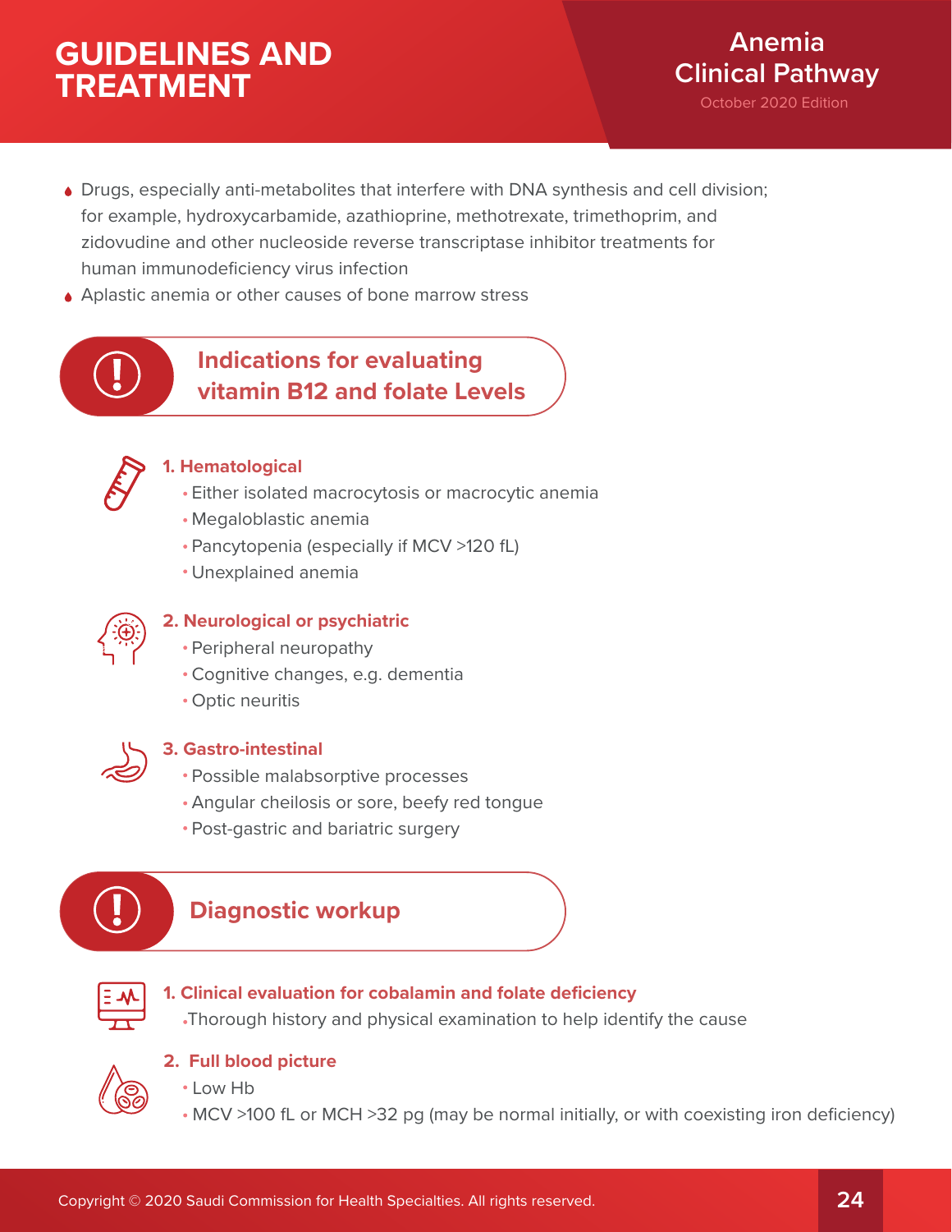- Drugs, especially anti-metabolites that interfere with DNA synthesis and cell division; for example, hydroxycarbamide, azathioprine, methotrexate, trimethoprim, and zidovudine and other nucleoside reverse transcriptase inhibitor treatments for human immunodeficiency virus infection
- Aplastic anemia or other causes of bone marrow stress

## Indications for evaluating vitamin B12 and folate Levels

### 1. Hematological

- Either isolated macrocytosis or macrocytic anemia
- Megaloblastic anemia
- Pancytopenia (especially if MCV >120 fL)
- Unexplained anemia

### 2. Neurological or psychiatric

- Peripheral neuropathy
- Cognitive changes, e.g. dementia
- Optic neuritis

### 3. Gastro-intestinal

- Possible malabsorptive processes
- Angular cheilosis or sore, beefy red tongue
- Post-gastric and bariatric surgery

## Diagnostic workup

### 1. Clinical evaluation for cobalamin and folate deficiency

- Thorough history and physical examination to help identify the cause

### 2. Full blood picture

- Low Hb
- MCV >100 fL or MCH >32 pg (may be normal initially, or with coexisting iron deficiency)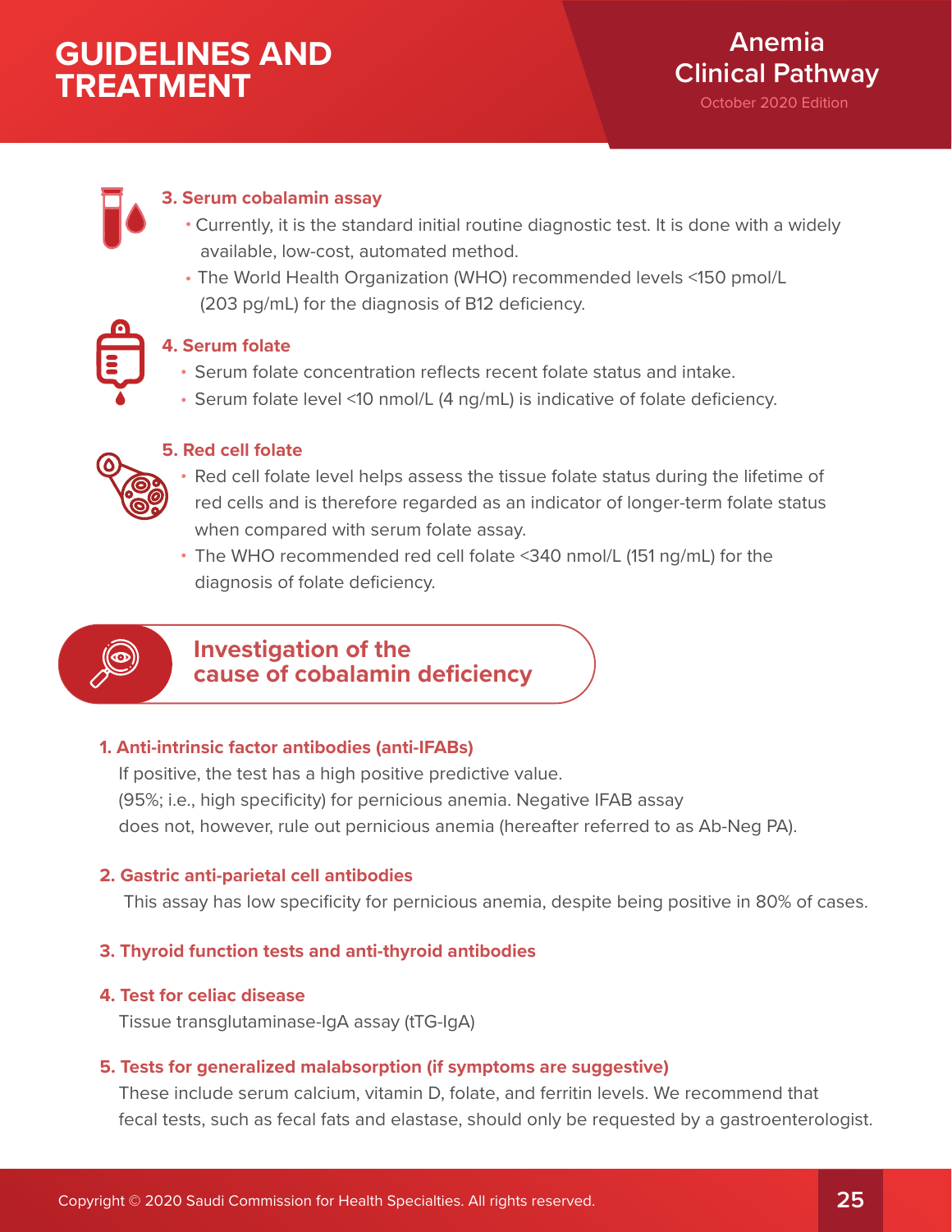### 3. Serum cobalamin assay

- Currently, it is the standard initial routine diagnostic test. It is done with a widely available, low-cost, automated method.
- The World Health Organization (WHO) recommended levels <150 pmol/L (203 pg/mL) for the diagnosis of B12 deficiency.

### 4. Serum folate

- Serum folate concentration reflects recent folate status and intake.
- Serum folate level <10 nmol/L (4 ng/mL) is indicative of folate deficiency.

### 5. Red cell folate

- Red cell folate level helps assess the tissue folate status during the lifetime of red cells and is therefore regarded as an indicator of longer-term folate status when compared with serum folate assay.
- The WHO recommended red cell folate <340 nmol/L (151 ng/mL) for the diagnosis of folate deficiency.

## Investigation of the cause of cobalamin deficiency

### 1. Anti-intrinsic factor antibodies (anti-IFABs)

If positive, the test has a high positive predictive value. (95%; i.e., high specificity) for pernicious anemia. Negative IFAB assay does not, however, rule out pernicious anemia (hereafter referred to as Ab-Neg PA).

### 2. Gastric anti-parietal cell antibodies

This assay has low specificity for pernicious anemia, despite being positive in 80% of cases.

### 3. Thyroid function tests and anti-thyroid antibodies

### 4. Test for celiac disease

Tissue transglutaminase-IgA assay (tTG-IgA)

### 5. Tests for generalized malabsorption (if symptoms are suggestive)

These include serum calcium, vitamin D, folate, and ferritin levels. We recommend that fecal tests, such as fecal fats and elastase, should only be requested by a gastroenterologist.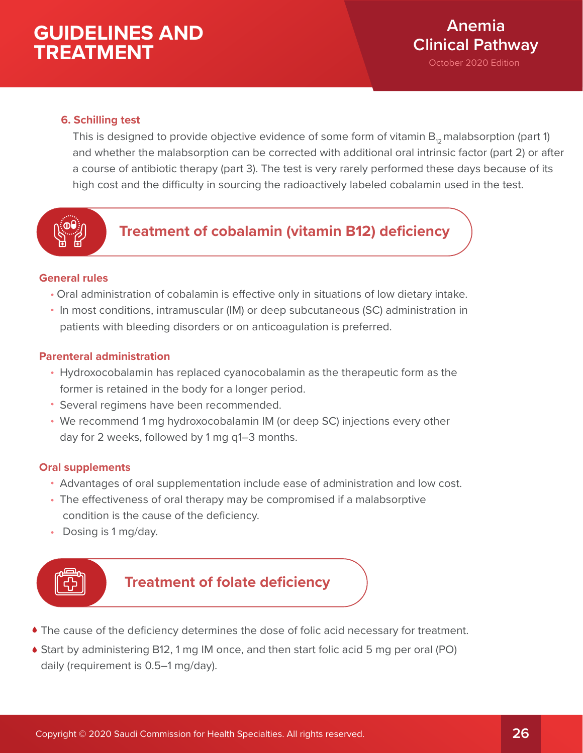**6. Schilling test**

This is designed to provide objective evidence of some form of vitamin $B_{12}$ malabsorption (part 1) and whether the malabsorption can be corrected with additional oral intrinsic factor (part 2) or after a course of antibiotic therapy (part 3). The test is very rarely performed these days because of its high cost and the difficulty in sourcing the radioactively labeled cobalamin used in the test.

## Treatment of cobalamin (vitamin B12) deficiency

### General rules

- Oral administration of cobalamin is effective only in situations of low dietary intake.
- In most conditions, intramuscular (IM) or deep subcutaneous (SC) administration in patients with bleeding disorders or on anticoagulation is preferred.

### Parenteral administration

- Hydroxocobalamin has replaced cyanocobalamin as the therapeutic form as the former is retained in the body for a longer period.
- Several regimens have been recommended.
- We recommend 1 mg hydroxocobalamin IM (or deep SC) injections every other day for 2 weeks, followed by 1 mg q1–3 months.

### Oral supplements

- Advantages of oral supplementation include ease of administration and low cost.
- The effectiveness of oral therapy may be compromised if a malabsorptive condition is the cause of the deficiency.
- Dosing is 1 mg/day.

## Treatment of folate deficiency

- The cause of the deficiency determines the dose of folic acid necessary for treatment.
- Start by administering B12, 1 mg IM once, and then start folic acid 5 mg per oral (PO) daily (requirement is 0.5–1 mg/day).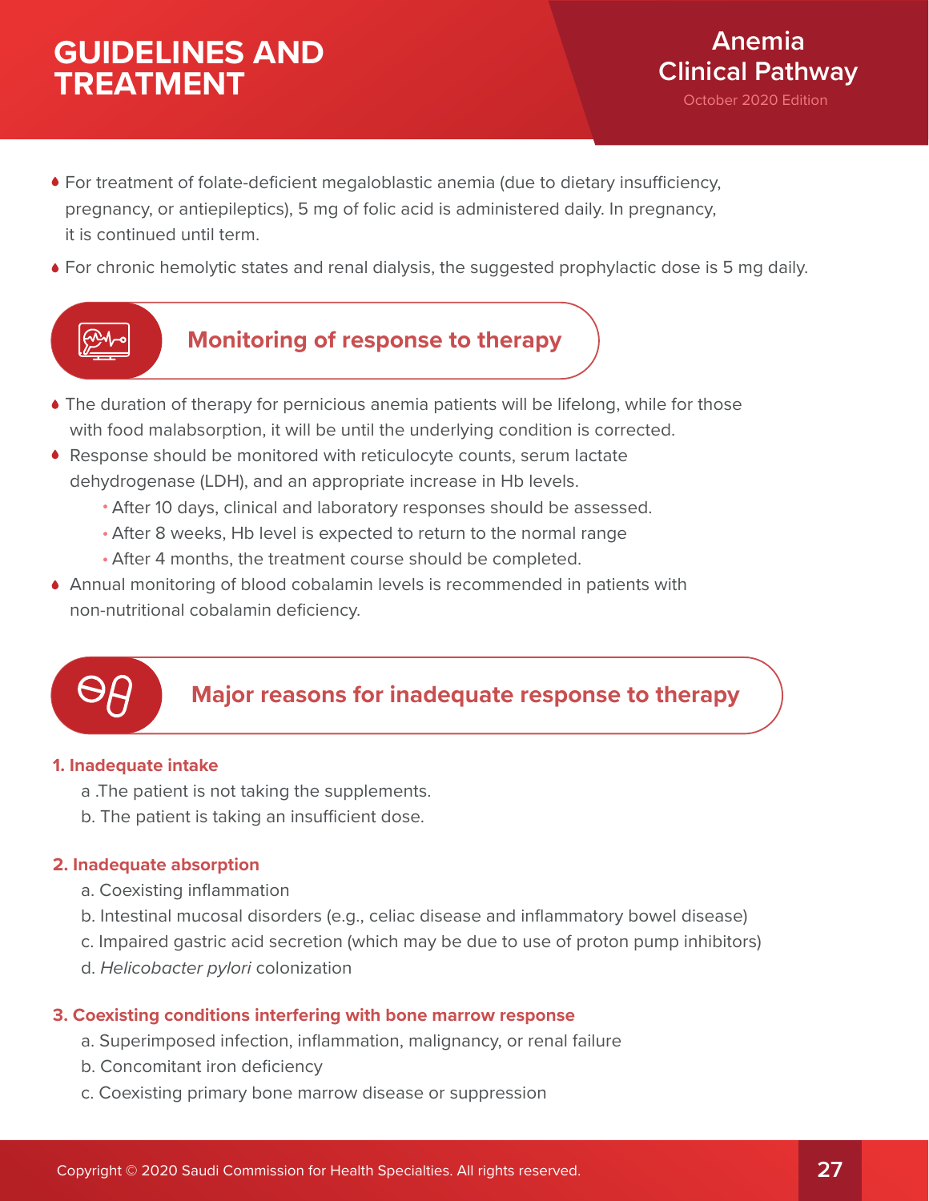- For treatment of folate-deficient megaloblastic anemia (due to dietary insufficiency, pregnancy, or antiepileptics), 5 mg of folic acid is administered daily. In pregnancy, it is continued until term.
- For chronic hemolytic states and renal dialysis, the suggested prophylactic dose is 5 mg daily.

## Monitoring of response to therapy

- The duration of therapy for pernicious anemia patients will be lifelong, while for those with food malabsorption, it will be until the underlying condition is corrected.
- Response should be monitored with reticulocyte counts, serum lactate dehydrogenase (LDH), and an appropriate increase in Hb levels.
  - After 10 days, clinical and laboratory responses should be assessed.
  - After 8 weeks, Hb level is expected to return to the normal range
  - After 4 months, the treatment course should be completed.
- Annual monitoring of blood cobalamin levels is recommended in patients with non-nutritional cobalamin deficiency.

## Major reasons for inadequate response to therapy

**1. Inadequate intake**

a .The patient is not taking the supplements.

b. The patient is taking an insufficient dose.

**2. Inadequate absorption**

a. Coexisting inflammation

b. Intestinal mucosal disorders (e.g., celiac disease and inflammatory bowel disease)

c. Impaired gastric acid secretion (which may be due to use of proton pump inhibitors)

d. *Helicobacter pylori* colonization

**3. Coexisting conditions interfering with bone marrow response**

a. Superimposed infection, inflammation, malignancy, or renal failure

b. Concomitant iron deficiency

c. Coexisting primary bone marrow disease or suppression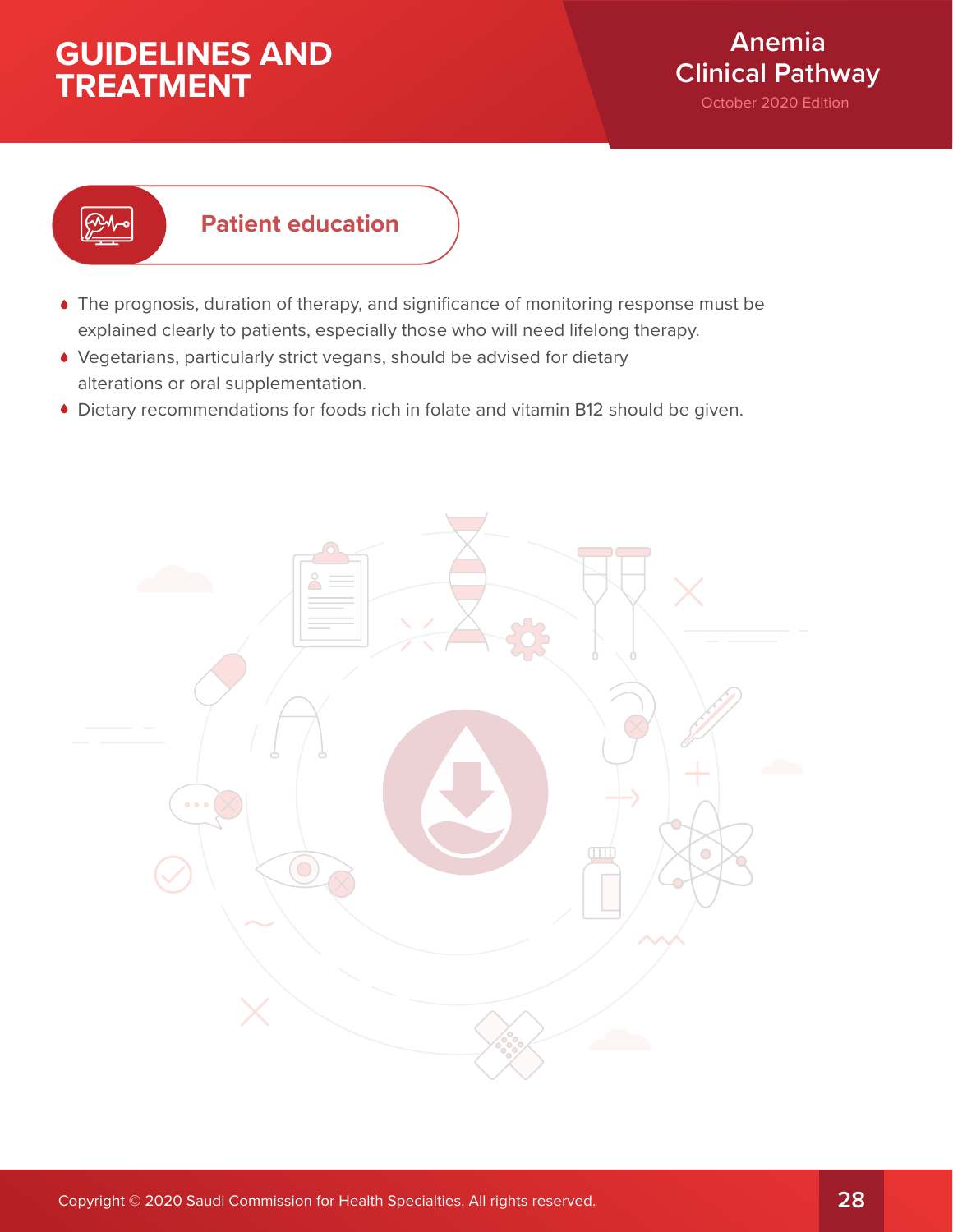## Patient education

- The prognosis, duration of therapy, and significance of monitoring response must be explained clearly to patients, especially those who will need lifelong therapy.
- Vegetarians, particularly strict vegans, should be advised for dietary alterations or oral supplementation.
- Dietary recommendations for foods rich in folate and vitamin B12 should be given.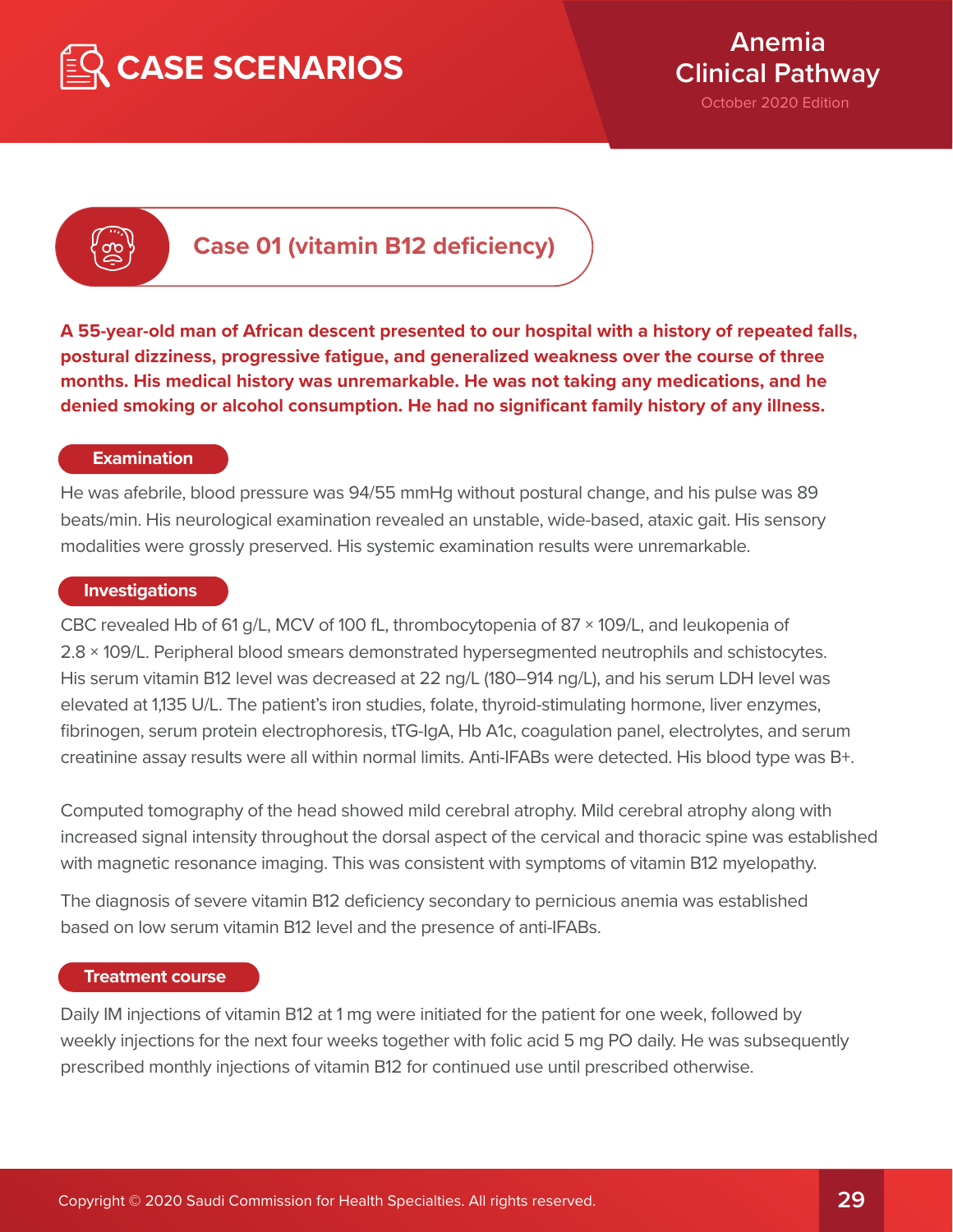# CASE SCENARIOS

## Case 01 (vitamin B12 deficiency)

**A 55-year-old man of African descent presented to our hospital with a history of repeated falls, postural dizziness, progressive fatigue, and generalized weakness over the course of three months. His medical history was unremarkable. He was not taking any medications, and he denied smoking or alcohol consumption. He had no significant family history of any illness.**

### Examination

He was afebrile, blood pressure was 94/55 mmHg without postural change, and his pulse was 89 beats/min. His neurological examination revealed an unstable, wide-based, ataxic gait. His sensory modalities were grossly preserved. His systemic examination results were unremarkable.

### Investigations

CBC revealed Hb of 61 g/L, MCV of 100 fL, thrombocytopenia of 87 × 109/L, and leukopenia of 2.8 × 109/L. Peripheral blood smears demonstrated hypersegmented neutrophils and schistocytes. His serum vitamin B12 level was decreased at 22 ng/L (180–914 ng/L), and his serum LDH level was elevated at 1,135 U/L. The patient's iron studies, folate, thyroid-stimulating hormone, liver enzymes, fibrinogen, serum protein electrophoresis, tTG-IgA, Hb A1c, coagulation panel, electrolytes, and serum creatinine assay results were all within normal limits. Anti-IFABs were detected. His blood type was B+.

Computed tomography of the head showed mild cerebral atrophy. Mild cerebral atrophy along with increased signal intensity throughout the dorsal aspect of the cervical and thoracic spine was established with magnetic resonance imaging. This was consistent with symptoms of vitamin B12 myelopathy.

The diagnosis of severe vitamin B12 deficiency secondary to pernicious anemia was established based on low serum vitamin B12 level and the presence of anti-IFABs.

### Treatment course

Daily IM injections of vitamin B12 at 1 mg were initiated for the patient for one week, followed by weekly injections for the next four weeks together with folic acid 5 mg PO daily. He was subsequently prescribed monthly injections of vitamin B12 for continued use until prescribed otherwise.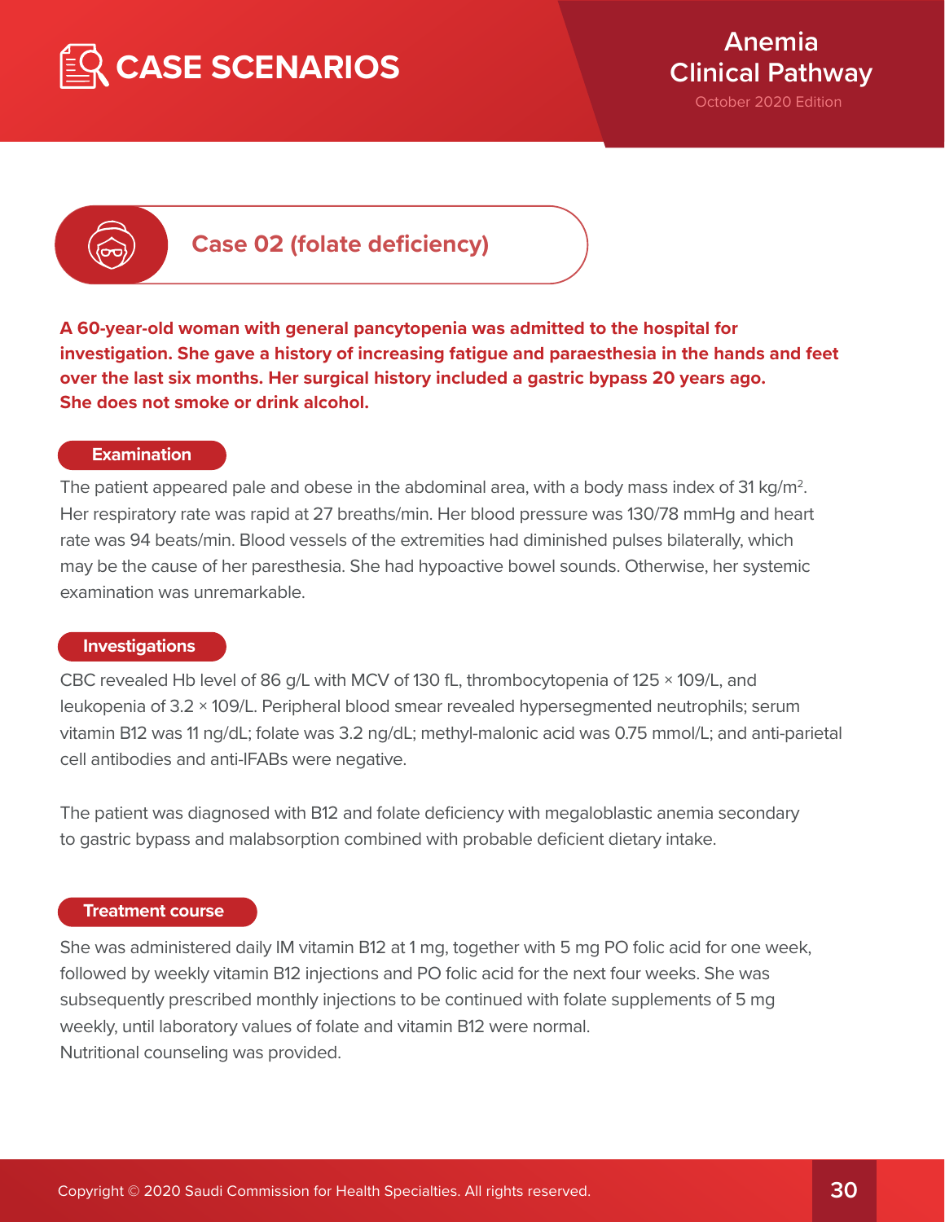# Case 02 (folate deficiency)

**A 60-year-old woman with general pancytopenia was admitted to the hospital for investigation. She gave a history of increasing fatigue and paraesthesia in the hands and feet over the last six months. Her surgical history included a gastric bypass 20 years ago. She does not smoke or drink alcohol.**

## Examination

The patient appeared pale and obese in the abdominal area, with a body mass index of 31 kg/m$^2$. Her respiratory rate was rapid at 27 breaths/min. Her blood pressure was 130/78 mmHg and heart rate was 94 beats/min. Blood vessels of the extremities had diminished pulses bilaterally, which may be the cause of her paresthesia. She had hypoactive bowel sounds. Otherwise, her systemic examination was unremarkable.

## Investigations

CBC revealed Hb level of 86 g/L with MCV of 130 fL, thrombocytopenia of 125 × 109/L, and leukopenia of 3.2 × 109/L. Peripheral blood smear revealed hypersegmented neutrophils; serum vitamin B12 was 11 ng/dL; folate was 3.2 ng/dL; methyl-malonic acid was 0.75 mmol/L; and anti-parietal cell antibodies and anti-IFABs were negative.

The patient was diagnosed with B12 and folate deficiency with megaloblastic anemia secondary to gastric bypass and malabsorption combined with probable deficient dietary intake.

## Treatment course

She was administered daily IM vitamin B12 at 1 mg, together with 5 mg PO folic acid for one week, followed by weekly vitamin B12 injections and PO folic acid for the next four weeks. She was subsequently prescribed monthly injections to be continued with folate supplements of 5 mg weekly, until laboratory values of folate and vitamin B12 were normal.
Nutritional counseling was provided.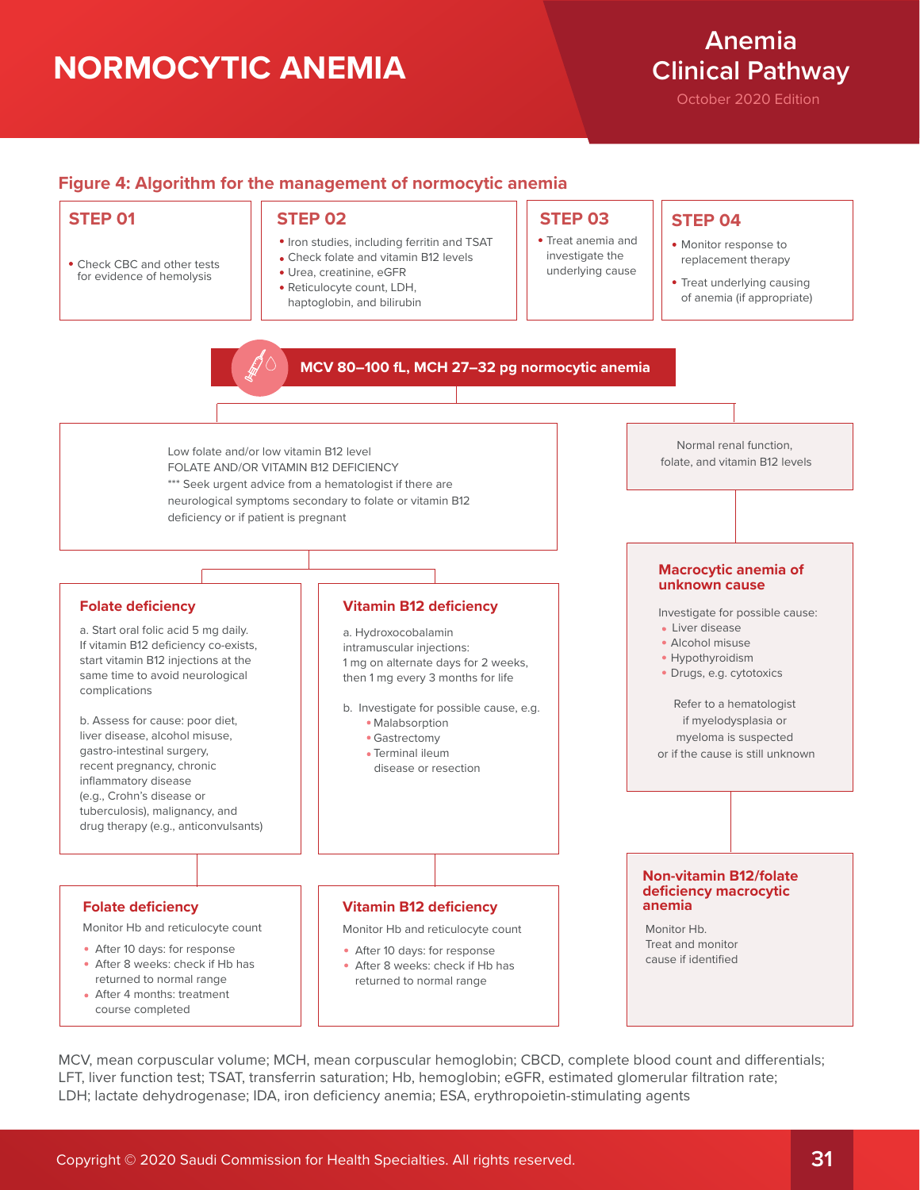# NORMOCYTIC ANEMIA

### Figure 4: Algorithm for the management of normocytic anemia

**STEP 01**

- Check CBC and other tests for evidence of hemolysis

**STEP 02**

- Iron studies, including ferritin and TSAT
- Check folate and vitamin B12 levels
- Urea, creatinine, eGFR
- Reticulocyte count, LDH, haptoglobin, and bilirubin

**STEP 03**

- Treat anemia and investigate the underlying cause

**STEP 04**

- Monitor response to replacement therapy
- Treat underlying causing of anemia (if appropriate)

**MCV 80–100 fL, MCH 27–32 pg normocytic anemia**

Low folate and/or low vitamin B12 level
FOLATE AND/OR VITAMIN B12 DEFICIENCY
*** Seek urgent advice from a hematologist if there are neurological symptoms secondary to folate or vitamin B12 deficiency or if patient is pregnant

**Folate deficiency**

a. Start oral folic acid 5 mg daily. If vitamin B12 deficiency co-exists, start vitamin B12 injections at the same time to avoid neurological complications

b. Assess for cause: poor diet, liver disease, alcohol misuse, gastro-intestinal surgery, recent pregnancy, chronic inflammatory disease (e.g., Crohn's disease or tuberculosis), malignancy, and drug therapy (e.g., anticonvulsants)

**Folate deficiency**

Monitor Hb and reticulocyte count

- After 10 days: for response
- After 8 weeks: check if Hb has returned to normal range
- After 4 months: treatment course completed

**Vitamin B12 deficiency**

a. Hydroxocobalamin intramuscular injections:
1 mg on alternate days for 2 weeks, then 1 mg every 3 months for life

b. Investigate for possible cause, e.g.
- Malabsorption
- Gastrectomy
- Terminal ileum disease or resection

**Vitamin B12 deficiency**

Monitor Hb and reticulocyte count

- After 10 days: for response
- After 8 weeks: check if Hb has returned to normal range

Normal renal function, folate, and vitamin B12 levels

**Macrocytic anemia of unknown cause**

Investigate for possible cause:
- Liver disease
- Alcohol misuse
- Hypothyroidism
- Drugs, e.g. cytotoxics

Refer to a hematologist if myelodysplasia or myeloma is suspected or if the cause is still unknown

**Non-vitamin B12/folate deficiency macrocytic anemia**

Monitor Hb.
Treat and monitor cause if identified

MCV, mean corpuscular volume; MCH, mean corpuscular hemoglobin; CBCD, complete blood count and differentials; LFT, liver function test; TSAT, transferrin saturation; Hb, hemoglobin; eGFR, estimated glomerular filtration rate; LDH; lactate dehydrogenase; IDA, iron deficiency anemia; ESA, erythropoietin-stimulating agents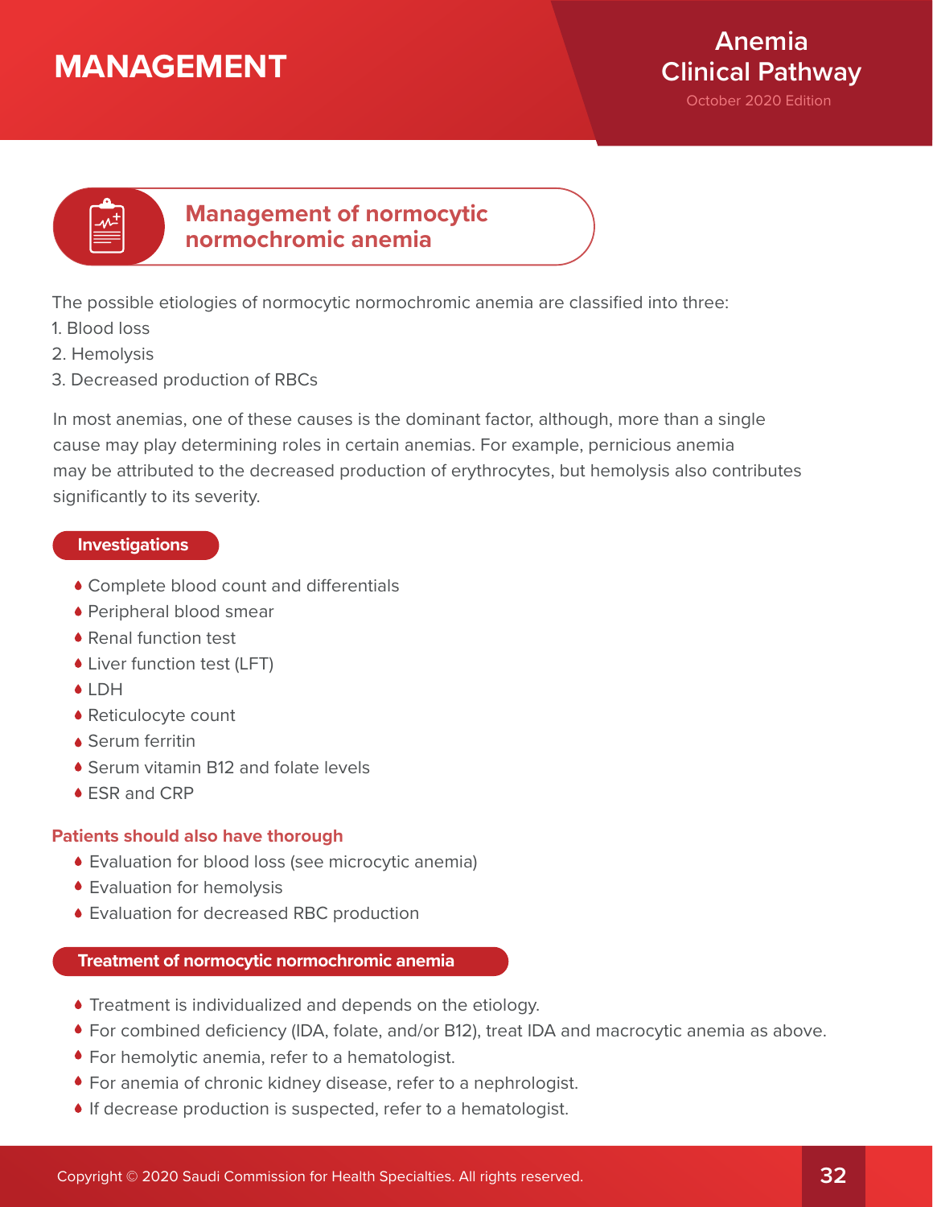# MANAGEMENT

## Management of normocytic normochromic anemia

The possible etiologies of normocytic normochromic anemia are classified into three:

1. Blood loss
2. Hemolysis
3. Decreased production of RBCs

In most anemias, one of these causes is the dominant factor, although, more than a single cause may play determining roles in certain anemias. For example, pernicious anemia may be attributed to the decreased production of erythrocytes, but hemolysis also contributes significantly to its severity.

### Investigations

- Complete blood count and differentials
- Peripheral blood smear
- Renal function test
- Liver function test (LFT)
- LDH
- Reticulocyte count
- Serum ferritin
- Serum vitamin B12 and folate levels
- ESR and CRP

**Patients should also have thorough**

- Evaluation for blood loss (see microcytic anemia)
- Evaluation for hemolysis
- Evaluation for decreased RBC production

### Treatment of normocytic normochromic anemia

- Treatment is individualized and depends on the etiology.
- For combined deficiency (IDA, folate, and/or B12), treat IDA and macrocytic anemia as above.
- For hemolytic anemia, refer to a hematologist.
- For anemia of chronic kidney disease, refer to a nephrologist.
- If decrease production is suspected, refer to a hematologist.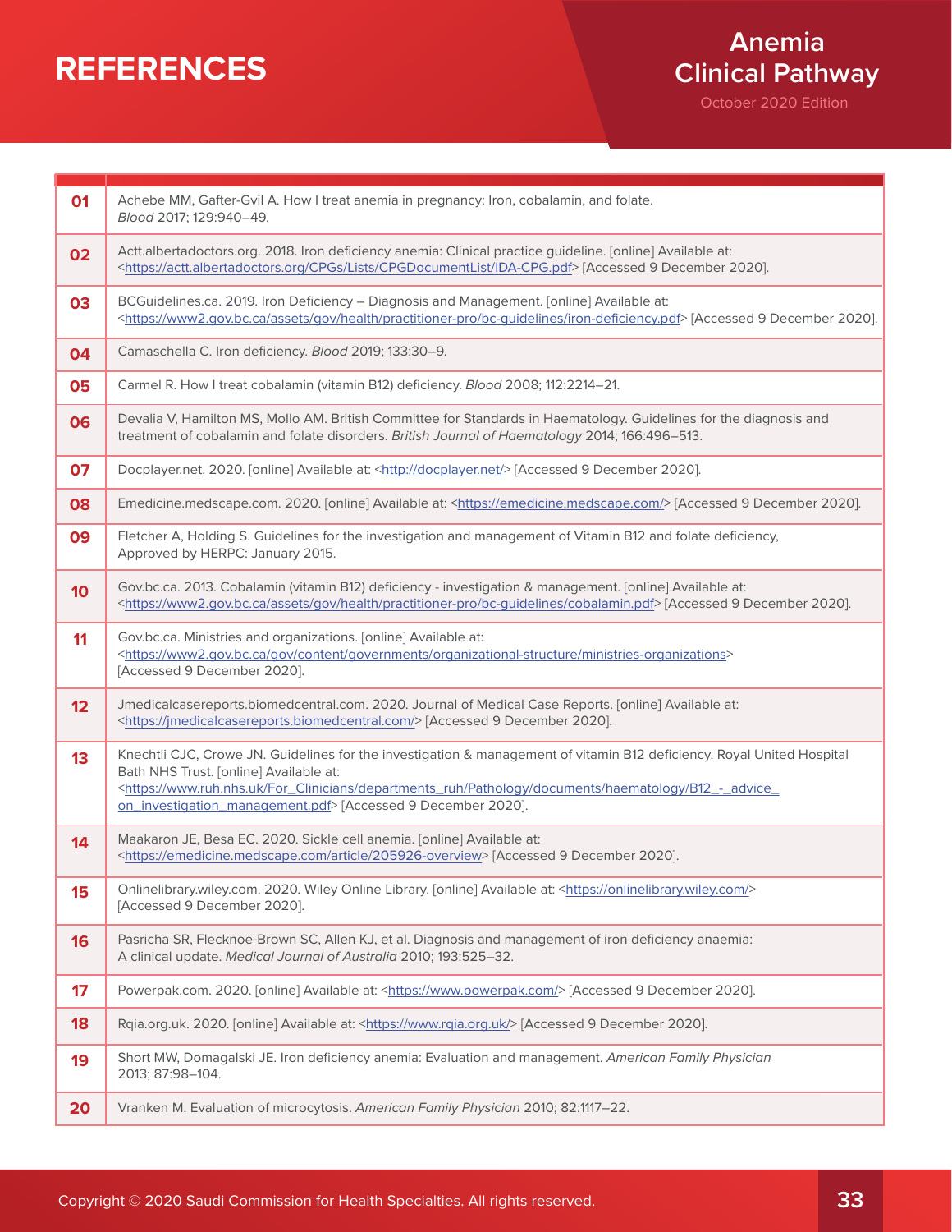# REFERENCES

| | |
|---|---|
| 01 | Achebe MM, Gafter-Gvil A. How I treat anemia in pregnancy: Iron, cobalamin, and folate. *Blood* 2017; 129:940–49. |
| 02 | Actt.albertadoctors.org. 2018. Iron deficiency anemia: Clinical practice guideline. [online] Available at: <https://actt.albertadoctors.org/CPGs/Lists/CPGDocumentList/IDA-CPG.pdf> [Accessed 9 December 2020]. |
| 03 | BCGuidelines.ca. 2019. Iron Deficiency – Diagnosis and Management. [online] Available at: <https://www2.gov.bc.ca/assets/gov/health/practitioner-pro/bc-guidelines/iron-deficiency.pdf> [Accessed 9 December 2020]. |
| 04 | Camaschella C. Iron deficiency. *Blood* 2019; 133:30–9. |
| 05 | Carmel R. How I treat cobalamin (vitamin B12) deficiency. *Blood* 2008; 112:2214–21. |
| 06 | Devalia V, Hamilton MS, Mollo AM. British Committee for Standards in Haematology. Guidelines for the diagnosis and treatment of cobalamin and folate disorders. *British Journal of Haematology* 2014; 166:496–513. |
| 07 | Docplayer.net. 2020. [online] Available at: <http://docplayer.net/> [Accessed 9 December 2020]. |
| 08 | Emedicine.medscape.com. 2020. [online] Available at: <https://emedicine.medscape.com/> [Accessed 9 December 2020]. |
| 09 | Fletcher A, Holding S. Guidelines for the investigation and management of Vitamin B12 and folate deficiency, Approved by HERPC: January 2015. |
| 10 | Gov.bc.ca. 2013. Cobalamin (vitamin B12) deficiency - investigation & management. [online] Available at: <https://www2.gov.bc.ca/assets/gov/health/practitioner-pro/bc-guidelines/cobalamin.pdf> [Accessed 9 December 2020]. |
| 11 | Gov.bc.ca. Ministries and organizations. [online] Available at: <https://www2.gov.bc.ca/gov/content/governments/organizational-structure/ministries-organizations> [Accessed 9 December 2020]. |
| 12 | Jmedicalcasereports.biomedcentral.com. 2020. Journal of Medical Case Reports. [online] Available at: <https://jmedicalcasereports.biomedcentral.com/> [Accessed 9 December 2020]. |
| 13 | Knechtli CJC, Crowe JN. Guidelines for the investigation & management of vitamin B12 deficiency. Royal United Hospital Bath NHS Trust. [online] Available at: <https://www.ruh.nhs.uk/For_Clinicians/departments_ruh/Pathology/documents/haematology/B12_-_advice_on_investigation_management.pdf> [Accessed 9 December 2020]. |
| 14 | Maakaron JE, Besa EC. 2020. Sickle cell anemia. [online] Available at: <https://emedicine.medscape.com/article/205926-overview> [Accessed 9 December 2020]. |
| 15 | Onlinelibrary.wiley.com. 2020. Wiley Online Library. [online] Available at: <https://onlinelibrary.wiley.com/> [Accessed 9 December 2020]. |
| 16 | Pasricha SR, Flecknoe-Brown SC, Allen KJ, et al. Diagnosis and management of iron deficiency anaemia: A clinical update. *Medical Journal of Australia* 2010; 193:525–32. |
| 17 | Powerpak.com. 2020. [online] Available at: <https://www.powerpak.com/> [Accessed 9 December 2020]. |
| 18 | Rqia.org.uk. 2020. [online] Available at: <https://www.rqia.org.uk/> [Accessed 9 December 2020]. |
| 19 | Short MW, Domagalski JE. Iron deficiency anemia: Evaluation and management. *American Family Physician* 2013; 87:98–104. |
| 20 | Vranken M. Evaluation of microcytosis. *American Family Physician* 2010; 82:1117–22. |

Copyright © 2020 Saudi Commission for Health Specialties. All rights reserved.